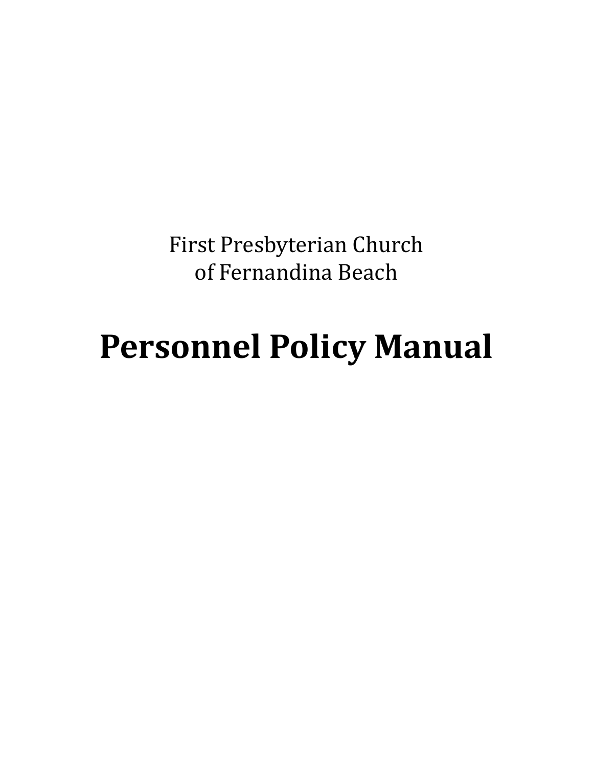First Presbyterian Church
of Fernandina Beach

# Personnel Policy Manual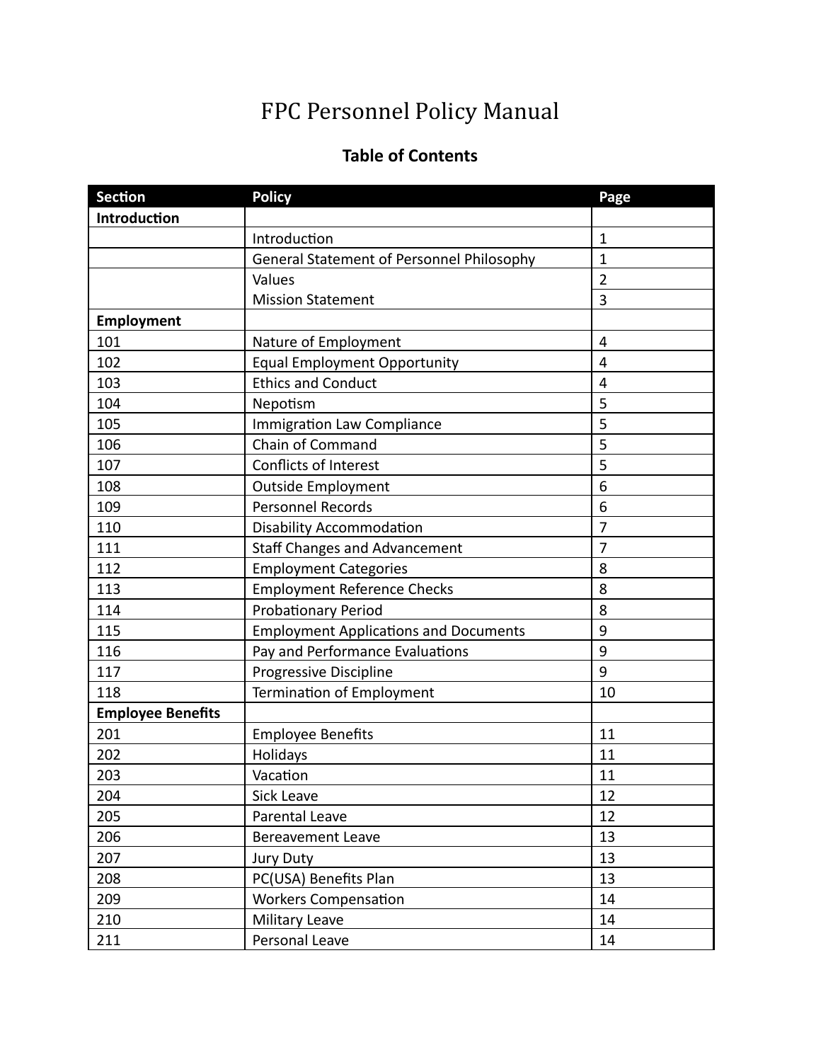# FPC Personnel Policy Manual

## Table of Contents

| Section | Policy | Page |
|---|---|---|
| **Introduction** | | |
| | Introduction | 1 |
| | General Statement of Personnel Philosophy | 1 |
| | Values | 2 |
| | Mission Statement | 3 |
| **Employment** | | |
| 101 | Nature of Employment | 4 |
| 102 | Equal Employment Opportunity | 4 |
| 103 | Ethics and Conduct | 4 |
| 104 | Nepotism | 5 |
| 105 | Immigration Law Compliance | 5 |
| 106 | Chain of Command | 5 |
| 107 | Conflicts of Interest | 5 |
| 108 | Outside Employment | 6 |
| 109 | Personnel Records | 6 |
| 110 | Disability Accommodation | 7 |
| 111 | Staff Changes and Advancement | 7 |
| 112 | Employment Categories | 8 |
| 113 | Employment Reference Checks | 8 |
| 114 | Probationary Period | 8 |
| 115 | Employment Applications and Documents | 9 |
| 116 | Pay and Performance Evaluations | 9 |
| 117 | Progressive Discipline | 9 |
| 118 | Termination of Employment | 10 |
| **Employee Benefits** | | |
| 201 | Employee Benefits | 11 |
| 202 | Holidays | 11 |
| 203 | Vacation | 11 |
| 204 | Sick Leave | 12 |
| 205 | Parental Leave | 12 |
| 206 | Bereavement Leave | 13 |
| 207 | Jury Duty | 13 |
| 208 | PC(USA) Benefits Plan | 13 |
| 209 | Workers Compensation | 14 |
| 210 | Military Leave | 14 |
| 211 | Personal Leave | 14 |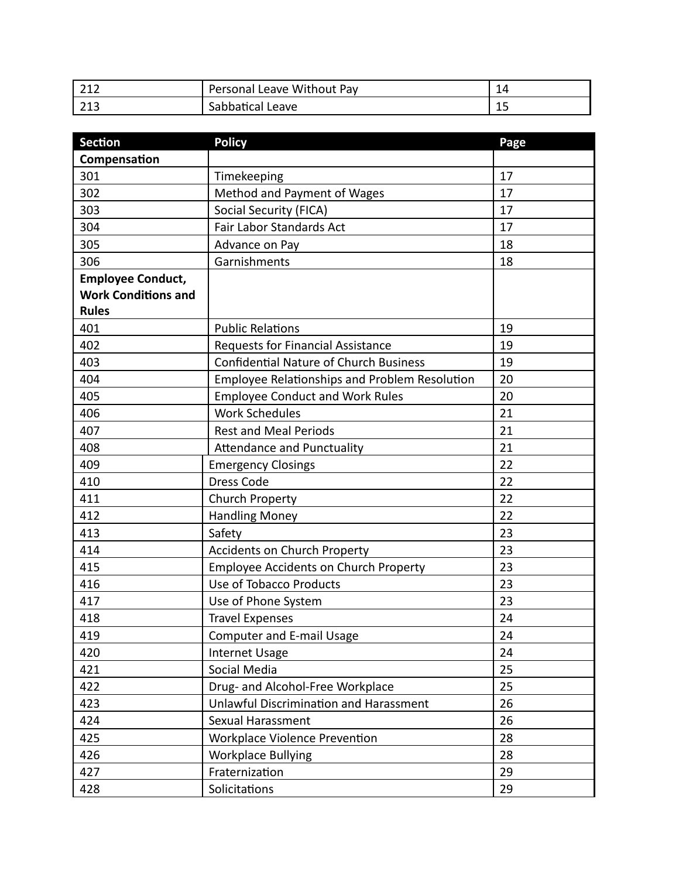| | | |
|---|---|---|
| 212 | Personal Leave Without Pay | 14 |
| 213 | Sabbatical Leave | 15 |

| Section | Policy | Page |
|---|---|---|
| **Compensation** | | |
| 301 | Timekeeping | 17 |
| 302 | Method and Payment of Wages | 17 |
| 303 | Social Security (FICA) | 17 |
| 304 | Fair Labor Standards Act | 17 |
| 305 | Advance on Pay | 18 |
| 306 | Garnishments | 18 |
| **Employee Conduct, Work Conditions and Rules** | | |
| 401 | Public Relations | 19 |
| 402 | Requests for Financial Assistance | 19 |
| 403 | Confidential Nature of Church Business | 19 |
| 404 | Employee Relationships and Problem Resolution | 20 |
| 405 | Employee Conduct and Work Rules | 20 |
| 406 | Work Schedules | 21 |
| 407 | Rest and Meal Periods | 21 |
| 408 | Attendance and Punctuality | 21 |
| 409 | Emergency Closings | 22 |
| 410 | Dress Code | 22 |
| 411 | Church Property | 22 |
| 412 | Handling Money | 22 |
| 413 | Safety | 23 |
| 414 | Accidents on Church Property | 23 |
| 415 | Employee Accidents on Church Property | 23 |
| 416 | Use of Tobacco Products | 23 |
| 417 | Use of Phone System | 23 |
| 418 | Travel Expenses | 24 |
| 419 | Computer and E-mail Usage | 24 |
| 420 | Internet Usage | 24 |
| 421 | Social Media | 25 |
| 422 | Drug- and Alcohol-Free Workplace | 25 |
| 423 | Unlawful Discrimination and Harassment | 26 |
| 424 | Sexual Harassment | 26 |
| 425 | Workplace Violence Prevention | 28 |
| 426 | Workplace Bullying | 28 |
| 427 | Fraternization | 29 |
| 428 | Solicitations | 29 |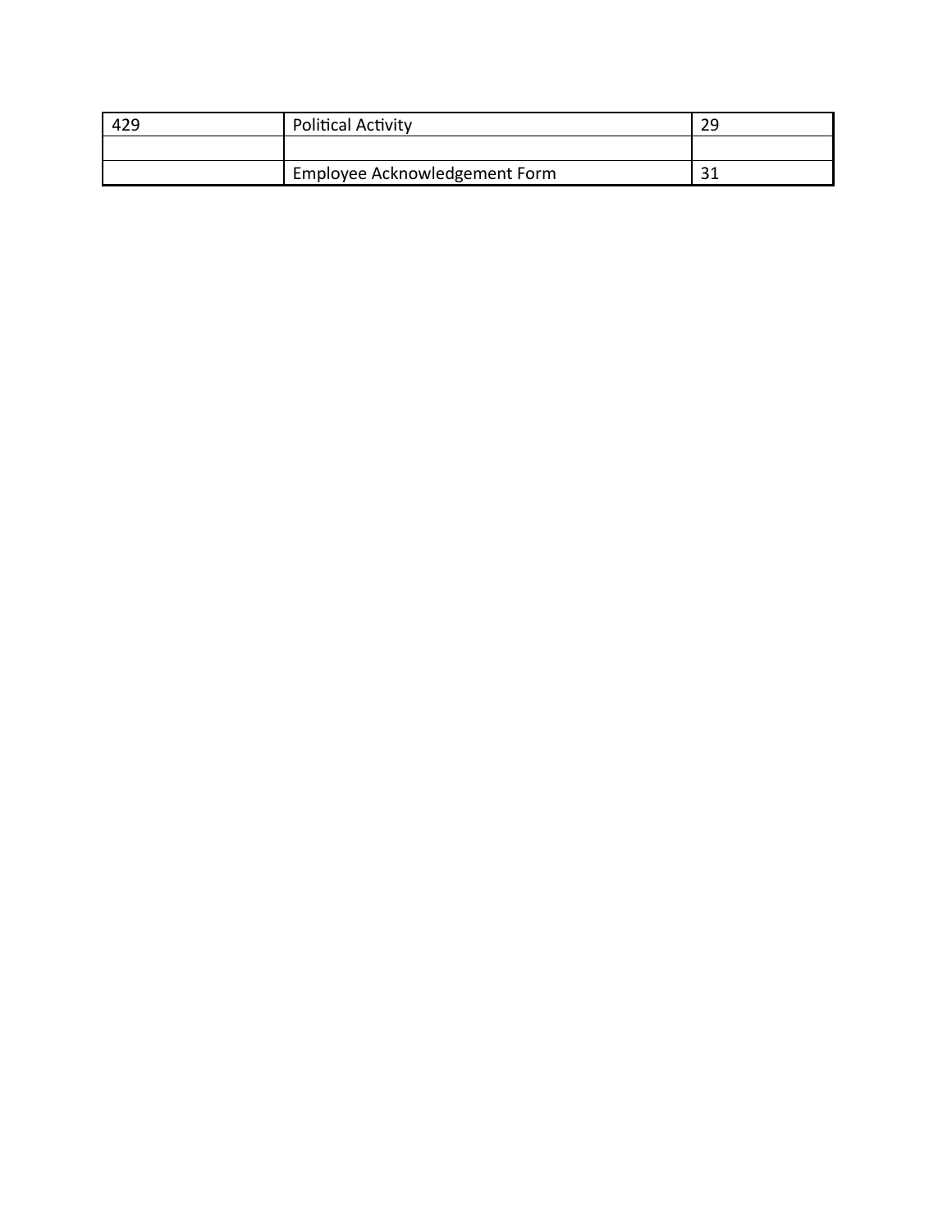| 429 | Political Activity | 29 |
|---|---|---|
| | | |
| | Employee Acknowledgement Form | 31 |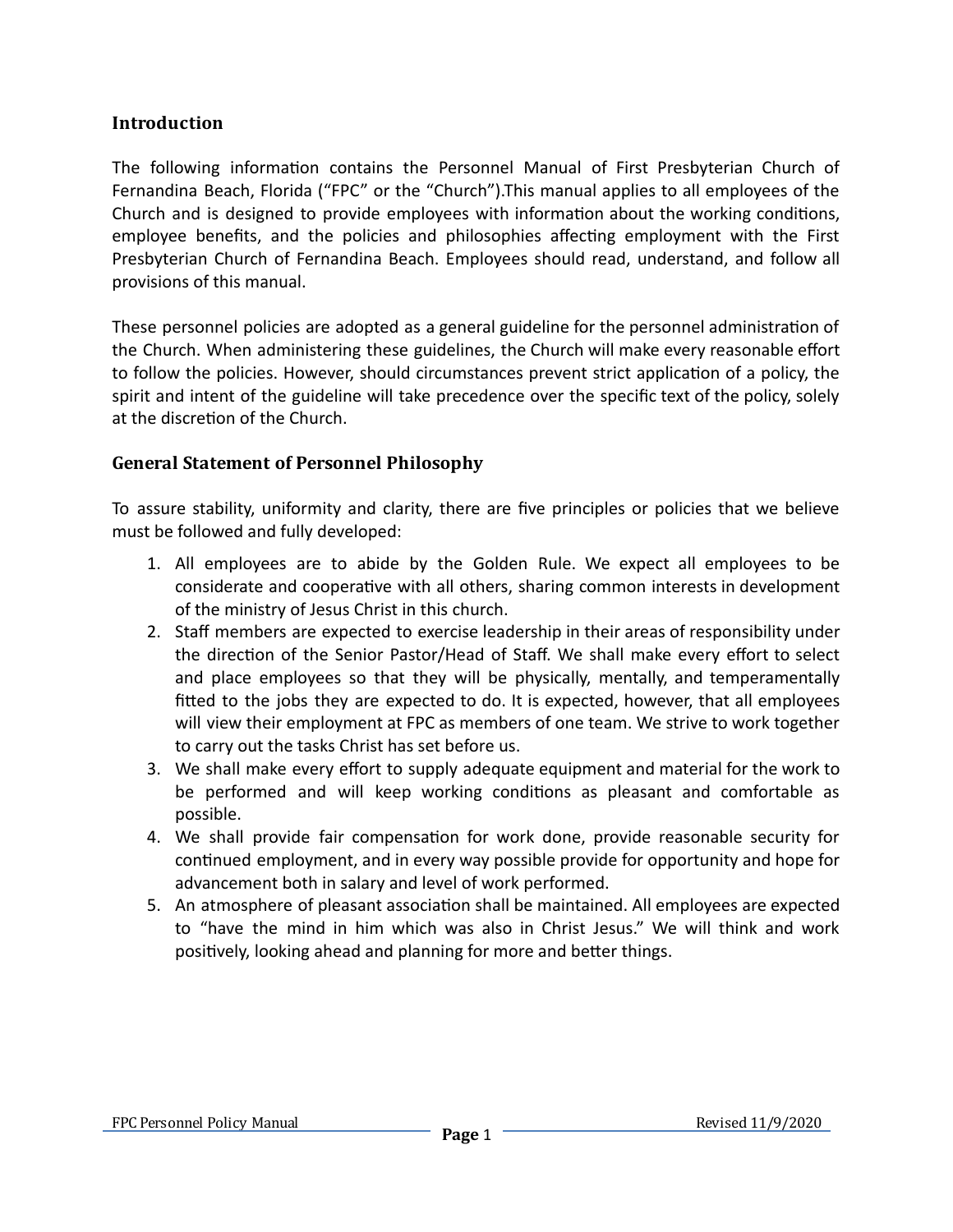## Introduction

The following information contains the Personnel Manual of First Presbyterian Church of Fernandina Beach, Florida (“FPC” or the “Church”).This manual applies to all employees of the Church and is designed to provide employees with information about the working conditions, employee benefits, and the policies and philosophies affecting employment with the First Presbyterian Church of Fernandina Beach. Employees should read, understand, and follow all provisions of this manual.

These personnel policies are adopted as a general guideline for the personnel administration of the Church. When administering these guidelines, the Church will make every reasonable effort to follow the policies. However, should circumstances prevent strict application of a policy, the spirit and intent of the guideline will take precedence over the specific text of the policy, solely at the discretion of the Church.

## General Statement of Personnel Philosophy

To assure stability, uniformity and clarity, there are five principles or policies that we believe must be followed and fully developed:

1. All employees are to abide by the Golden Rule. We expect all employees to be considerate and cooperative with all others, sharing common interests in development of the ministry of Jesus Christ in this church.
2. Staff members are expected to exercise leadership in their areas of responsibility under the direction of the Senior Pastor/Head of Staff. We shall make every effort to select and place employees so that they will be physically, mentally, and temperamentally fitted to the jobs they are expected to do. It is expected, however, that all employees will view their employment at FPC as members of one team. We strive to work together to carry out the tasks Christ has set before us.
3. We shall make every effort to supply adequate equipment and material for the work to be performed and will keep working conditions as pleasant and comfortable as possible.
4. We shall provide fair compensation for work done, provide reasonable security for continued employment, and in every way possible provide for opportunity and hope for advancement both in salary and level of work performed.
5. An atmosphere of pleasant association shall be maintained. All employees are expected to “have the mind in him which was also in Christ Jesus.” We will think and work positively, looking ahead and planning for more and better things.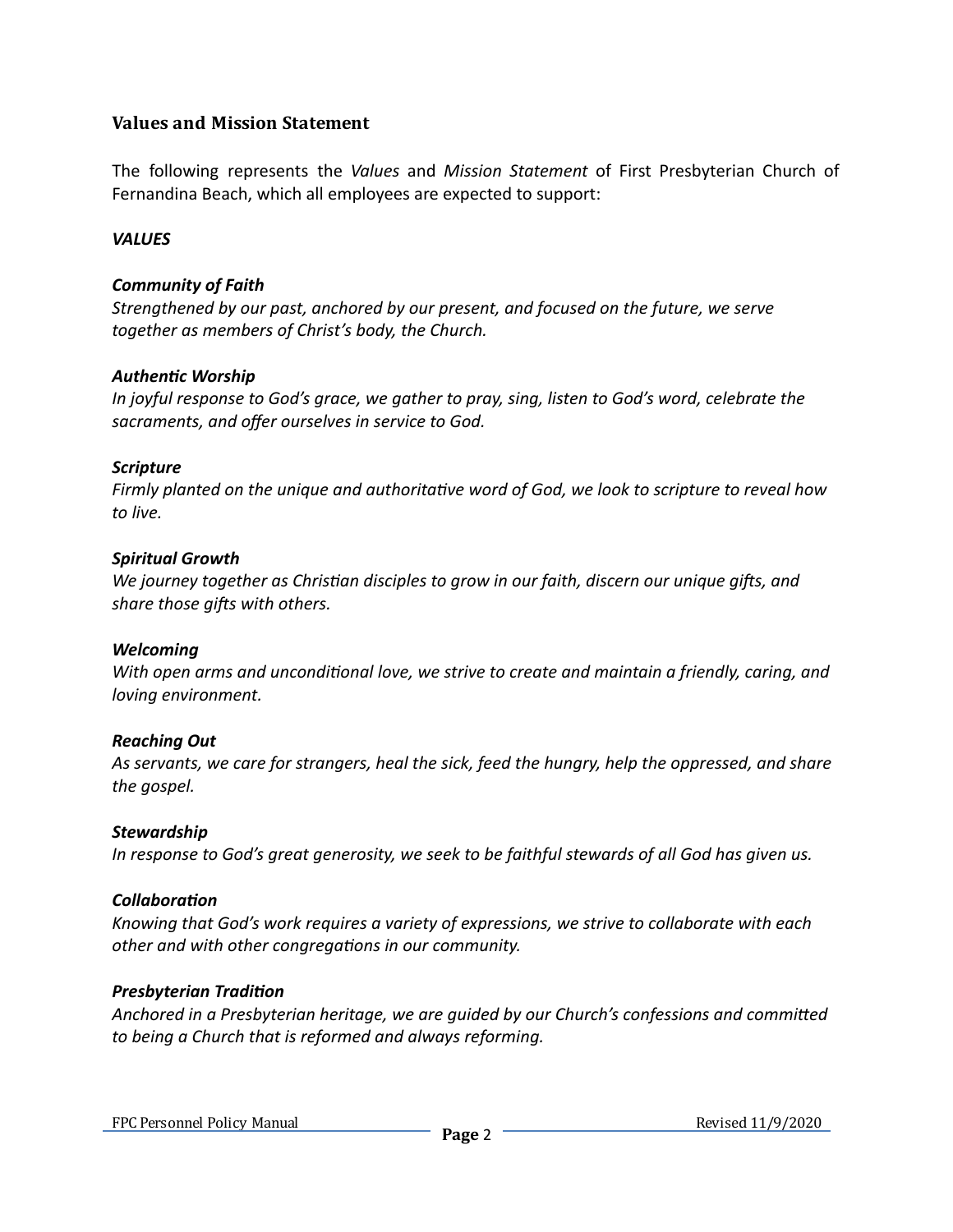## Values and Mission Statement

The following represents the *Values* and *Mission Statement* of First Presbyterian Church of Fernandina Beach, which all employees are expected to support:

***VALUES***

***Community of Faith***
*Strengthened by our past, anchored by our present, and focused on the future, we serve together as members of Christ's body, the Church.*

***Authentic Worship***
*In joyful response to God's grace, we gather to pray, sing, listen to God's word, celebrate the sacraments, and offer ourselves in service to God.*

***Scripture***
*Firmly planted on the unique and authoritative word of God, we look to scripture to reveal how to live.*

***Spiritual Growth***
*We journey together as Christian disciples to grow in our faith, discern our unique gifts, and share those gifts with others.*

***Welcoming***
*With open arms and unconditional love, we strive to create and maintain a friendly, caring, and loving environment.*

***Reaching Out***
*As servants, we care for strangers, heal the sick, feed the hungry, help the oppressed, and share the gospel.*

***Stewardship***
*In response to God's great generosity, we seek to be faithful stewards of all God has given us.*

***Collaboration***
*Knowing that God's work requires a variety of expressions, we strive to collaborate with each other and with other congregations in our community.*

***Presbyterian Tradition***
*Anchored in a Presbyterian heritage, we are guided by our Church's confessions and committed to being a Church that is reformed and always reforming.*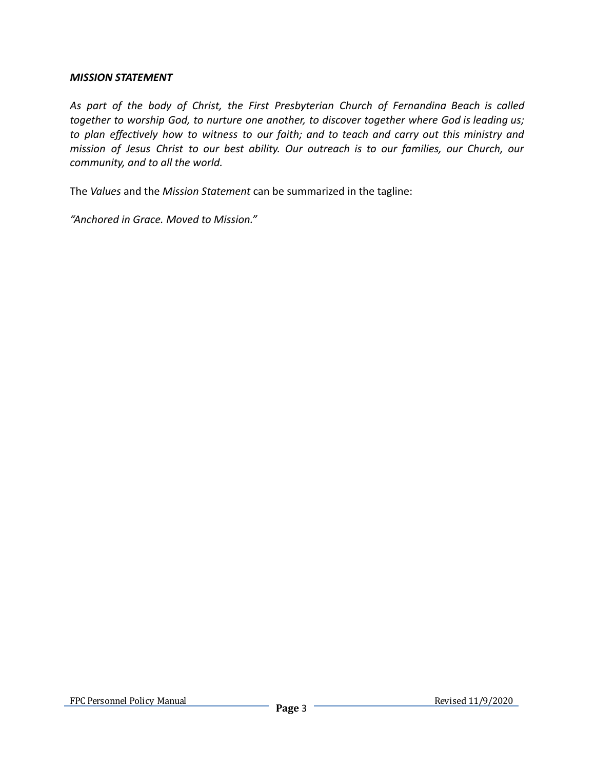### ***MISSION STATEMENT***

*As part of the body of Christ, the First Presbyterian Church of Fernandina Beach is called together to worship God, to nurture one another, to discover together where God is leading us; to plan effectively how to witness to our faith; and to teach and carry out this ministry and mission of Jesus Christ to our best ability. Our outreach is to our families, our Church, our community, and to all the world.*

The *Values* and the *Mission Statement* can be summarized in the tagline:

*"Anchored in Grace. Moved to Mission."*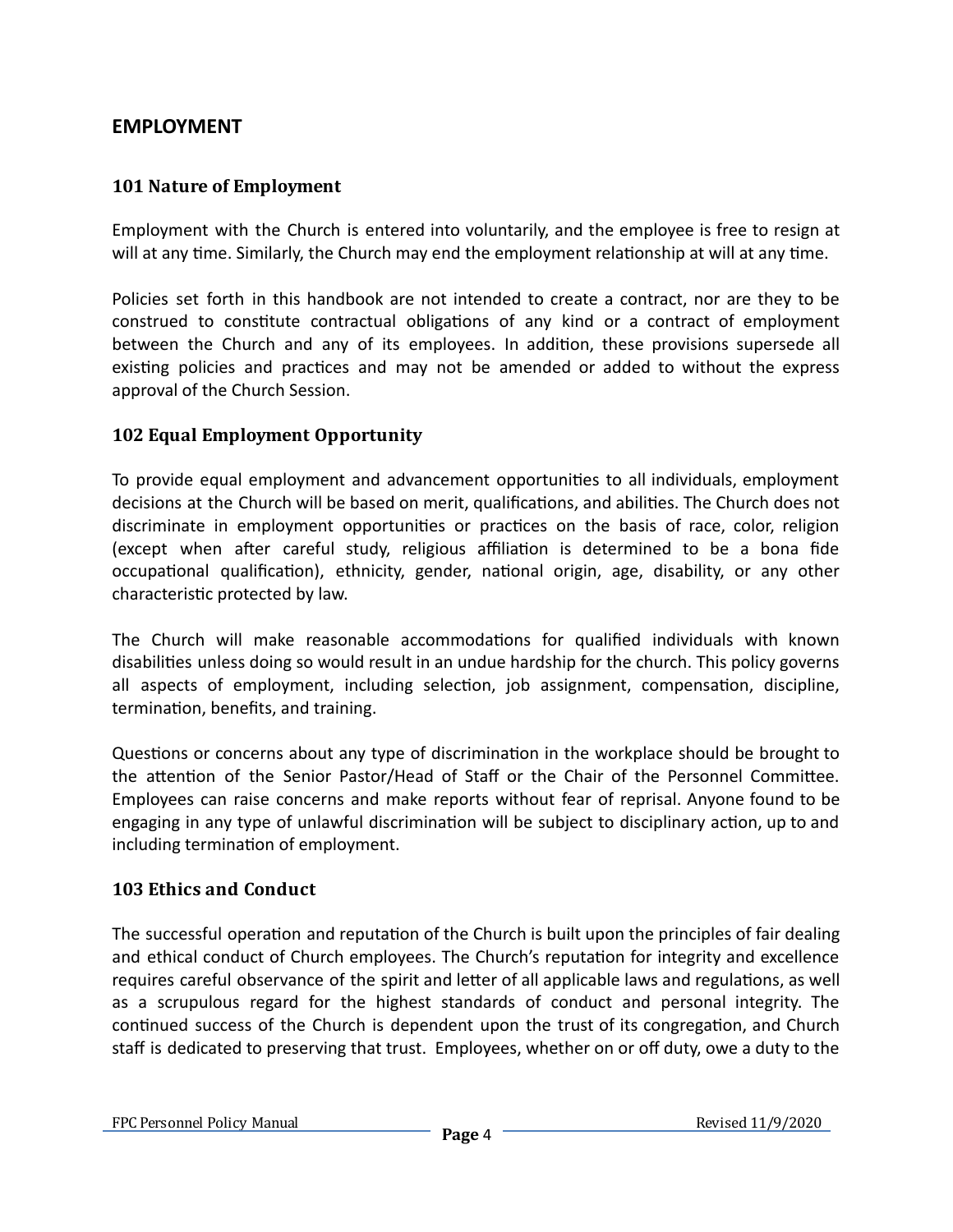## EMPLOYMENT

### 101 Nature of Employment

Employment with the Church is entered into voluntarily, and the employee is free to resign at will at any time. Similarly, the Church may end the employment relationship at will at any time.

Policies set forth in this handbook are not intended to create a contract, nor are they to be construed to constitute contractual obligations of any kind or a contract of employment between the Church and any of its employees. In addition, these provisions supersede all existing policies and practices and may not be amended or added to without the express approval of the Church Session.

### 102 Equal Employment Opportunity

To provide equal employment and advancement opportunities to all individuals, employment decisions at the Church will be based on merit, qualifications, and abilities. The Church does not discriminate in employment opportunities or practices on the basis of race, color, religion (except when after careful study, religious affiliation is determined to be a bona fide occupational qualification), ethnicity, gender, national origin, age, disability, or any other characteristic protected by law.

The Church will make reasonable accommodations for qualified individuals with known disabilities unless doing so would result in an undue hardship for the church. This policy governs all aspects of employment, including selection, job assignment, compensation, discipline, termination, benefits, and training.

Questions or concerns about any type of discrimination in the workplace should be brought to the attention of the Senior Pastor/Head of Staff or the Chair of the Personnel Committee. Employees can raise concerns and make reports without fear of reprisal. Anyone found to be engaging in any type of unlawful discrimination will be subject to disciplinary action, up to and including termination of employment.

### 103 Ethics and Conduct

The successful operation and reputation of the Church is built upon the principles of fair dealing and ethical conduct of Church employees. The Church's reputation for integrity and excellence requires careful observance of the spirit and letter of all applicable laws and regulations, as well as a scrupulous regard for the highest standards of conduct and personal integrity. The continued success of the Church is dependent upon the trust of its congregation, and Church staff is dedicated to preserving that trust. Employees, whether on or off duty, owe a duty to the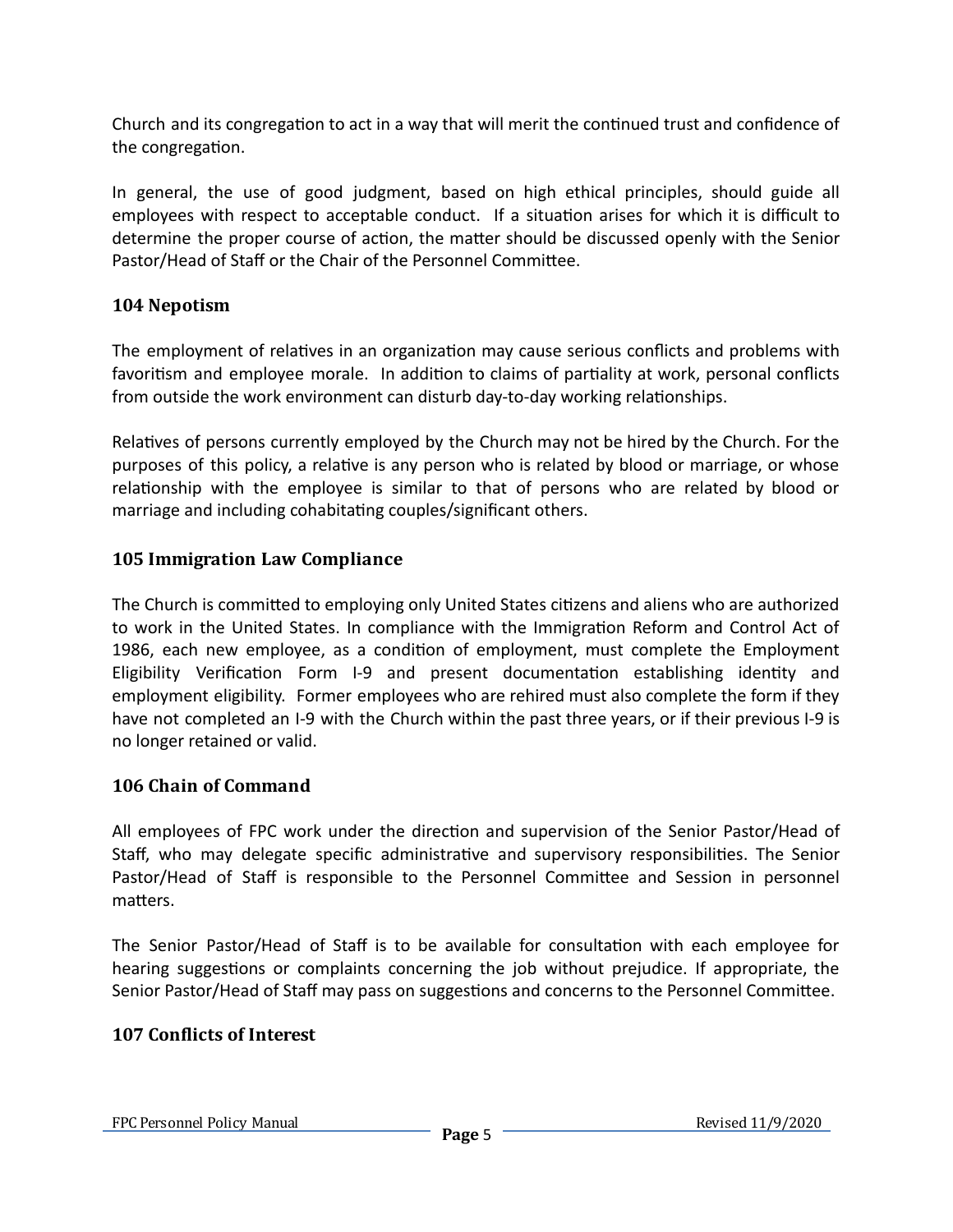Church and its congregation to act in a way that will merit the continued trust and confidence of the congregation.

In general, the use of good judgment, based on high ethical principles, should guide all employees with respect to acceptable conduct. If a situation arises for which it is difficult to determine the proper course of action, the matter should be discussed openly with the Senior Pastor/Head of Staff or the Chair of the Personnel Committee.

### 104 Nepotism

The employment of relatives in an organization may cause serious conflicts and problems with favoritism and employee morale. In addition to claims of partiality at work, personal conflicts from outside the work environment can disturb day-to-day working relationships.

Relatives of persons currently employed by the Church may not be hired by the Church. For the purposes of this policy, a relative is any person who is related by blood or marriage, or whose relationship with the employee is similar to that of persons who are related by blood or marriage and including cohabitating couples/significant others.

### 105 Immigration Law Compliance

The Church is committed to employing only United States citizens and aliens who are authorized to work in the United States. In compliance with the Immigration Reform and Control Act of 1986, each new employee, as a condition of employment, must complete the Employment Eligibility Verification Form I-9 and present documentation establishing identity and employment eligibility. Former employees who are rehired must also complete the form if they have not completed an I-9 with the Church within the past three years, or if their previous I-9 is no longer retained or valid.

### 106 Chain of Command

All employees of FPC work under the direction and supervision of the Senior Pastor/Head of Staff, who may delegate specific administrative and supervisory responsibilities. The Senior Pastor/Head of Staff is responsible to the Personnel Committee and Session in personnel matters.

The Senior Pastor/Head of Staff is to be available for consultation with each employee for hearing suggestions or complaints concerning the job without prejudice. If appropriate, the Senior Pastor/Head of Staff may pass on suggestions and concerns to the Personnel Committee.

### 107 Conflicts of Interest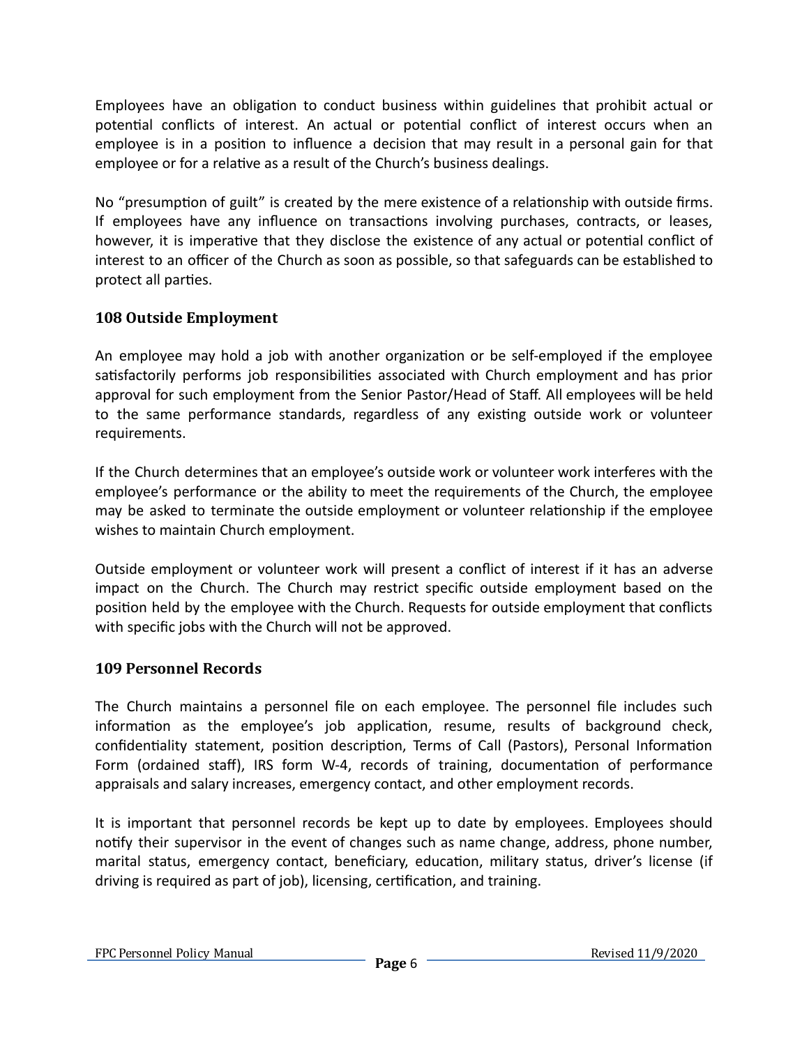Employees have an obligation to conduct business within guidelines that prohibit actual or potential conflicts of interest. An actual or potential conflict of interest occurs when an employee is in a position to influence a decision that may result in a personal gain for that employee or for a relative as a result of the Church's business dealings.

No "presumption of guilt" is created by the mere existence of a relationship with outside firms. If employees have any influence on transactions involving purchases, contracts, or leases, however, it is imperative that they disclose the existence of any actual or potential conflict of interest to an officer of the Church as soon as possible, so that safeguards can be established to protect all parties.

### 108 Outside Employment

An employee may hold a job with another organization or be self-employed if the employee satisfactorily performs job responsibilities associated with Church employment and has prior approval for such employment from the Senior Pastor/Head of Staff. All employees will be held to the same performance standards, regardless of any existing outside work or volunteer requirements.

If the Church determines that an employee's outside work or volunteer work interferes with the employee's performance or the ability to meet the requirements of the Church, the employee may be asked to terminate the outside employment or volunteer relationship if the employee wishes to maintain Church employment.

Outside employment or volunteer work will present a conflict of interest if it has an adverse impact on the Church. The Church may restrict specific outside employment based on the position held by the employee with the Church. Requests for outside employment that conflicts with specific jobs with the Church will not be approved.

### 109 Personnel Records

The Church maintains a personnel file on each employee. The personnel file includes such information as the employee's job application, resume, results of background check, confidentiality statement, position description, Terms of Call (Pastors), Personal Information Form (ordained staff), IRS form W-4, records of training, documentation of performance appraisals and salary increases, emergency contact, and other employment records.

It is important that personnel records be kept up to date by employees. Employees should notify their supervisor in the event of changes such as name change, address, phone number, marital status, emergency contact, beneficiary, education, military status, driver's license (if driving is required as part of job), licensing, certification, and training.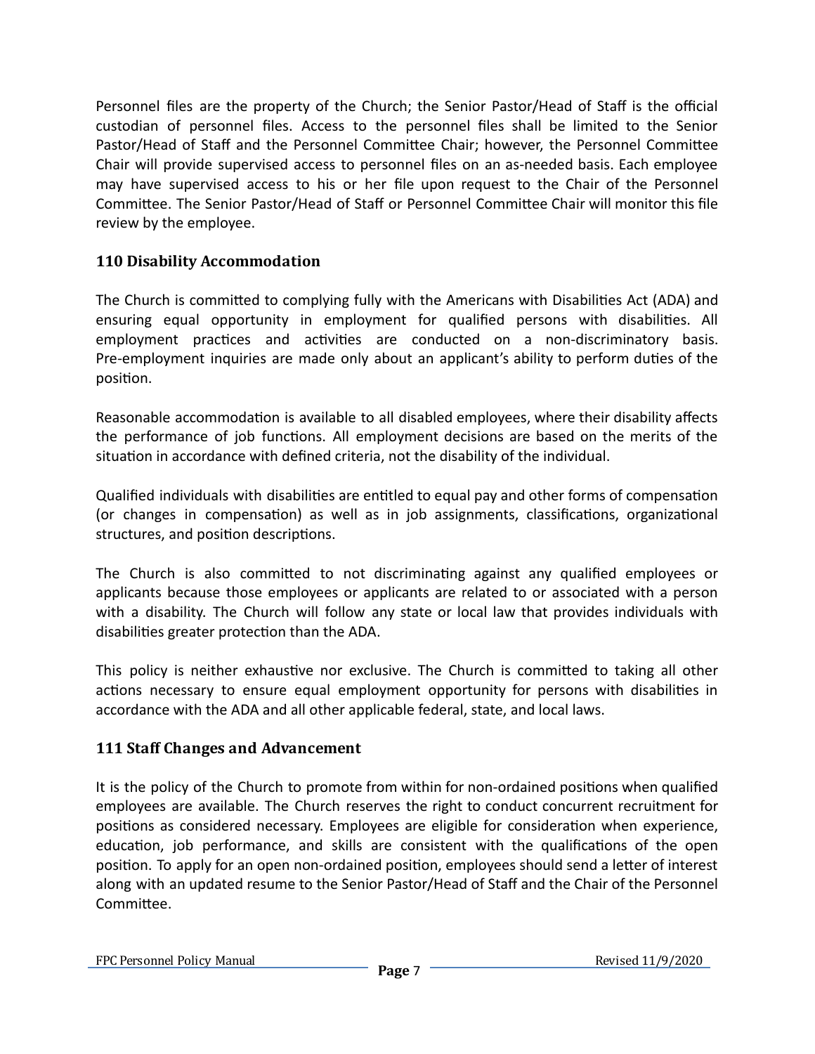Personnel files are the property of the Church; the Senior Pastor/Head of Staff is the official custodian of personnel files. Access to the personnel files shall be limited to the Senior Pastor/Head of Staff and the Personnel Committee Chair; however, the Personnel Committee Chair will provide supervised access to personnel files on an as-needed basis. Each employee may have supervised access to his or her file upon request to the Chair of the Personnel Committee. The Senior Pastor/Head of Staff or Personnel Committee Chair will monitor this file review by the employee.

### 110 Disability Accommodation

The Church is committed to complying fully with the Americans with Disabilities Act (ADA) and ensuring equal opportunity in employment for qualified persons with disabilities. All employment practices and activities are conducted on a non-discriminatory basis. Pre-employment inquiries are made only about an applicant's ability to perform duties of the position.

Reasonable accommodation is available to all disabled employees, where their disability affects the performance of job functions. All employment decisions are based on the merits of the situation in accordance with defined criteria, not the disability of the individual.

Qualified individuals with disabilities are entitled to equal pay and other forms of compensation (or changes in compensation) as well as in job assignments, classifications, organizational structures, and position descriptions.

The Church is also committed to not discriminating against any qualified employees or applicants because those employees or applicants are related to or associated with a person with a disability. The Church will follow any state or local law that provides individuals with disabilities greater protection than the ADA.

This policy is neither exhaustive nor exclusive. The Church is committed to taking all other actions necessary to ensure equal employment opportunity for persons with disabilities in accordance with the ADA and all other applicable federal, state, and local laws.

### 111 Staff Changes and Advancement

It is the policy of the Church to promote from within for non-ordained positions when qualified employees are available. The Church reserves the right to conduct concurrent recruitment for positions as considered necessary. Employees are eligible for consideration when experience, education, job performance, and skills are consistent with the qualifications of the open position. To apply for an open non-ordained position, employees should send a letter of interest along with an updated resume to the Senior Pastor/Head of Staff and the Chair of the Personnel Committee.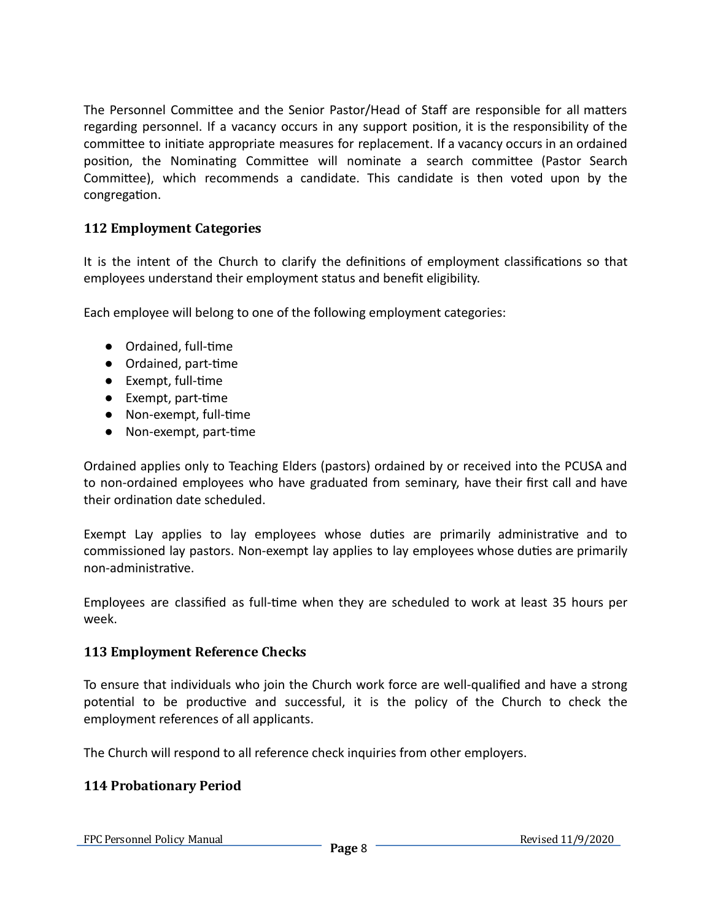The Personnel Committee and the Senior Pastor/Head of Staff are responsible for all matters regarding personnel. If a vacancy occurs in any support position, it is the responsibility of the committee to initiate appropriate measures for replacement. If a vacancy occurs in an ordained position, the Nominating Committee will nominate a search committee (Pastor Search Committee), which recommends a candidate. This candidate is then voted upon by the congregation.

### 112 Employment Categories

It is the intent of the Church to clarify the definitions of employment classifications so that employees understand their employment status and benefit eligibility.

Each employee will belong to one of the following employment categories:

- Ordained, full-time
- Ordained, part-time
- Exempt, full-time
- Exempt, part-time
- Non-exempt, full-time
- Non-exempt, part-time

Ordained applies only to Teaching Elders (pastors) ordained by or received into the PCUSA and to non-ordained employees who have graduated from seminary, have their first call and have their ordination date scheduled.

Exempt Lay applies to lay employees whose duties are primarily administrative and to commissioned lay pastors. Non-exempt lay applies to lay employees whose duties are primarily non-administrative.

Employees are classified as full-time when they are scheduled to work at least 35 hours per week.

### 113 Employment Reference Checks

To ensure that individuals who join the Church work force are well-qualified and have a strong potential to be productive and successful, it is the policy of the Church to check the employment references of all applicants.

The Church will respond to all reference check inquiries from other employers.

### 114 Probationary Period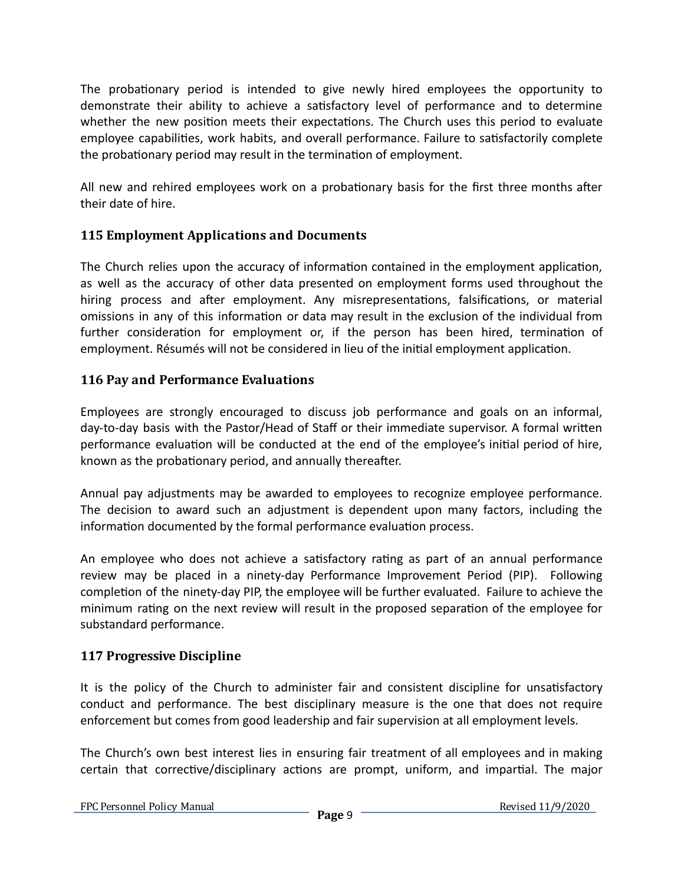The probationary period is intended to give newly hired employees the opportunity to demonstrate their ability to achieve a satisfactory level of performance and to determine whether the new position meets their expectations. The Church uses this period to evaluate employee capabilities, work habits, and overall performance. Failure to satisfactorily complete the probationary period may result in the termination of employment.

All new and rehired employees work on a probationary basis for the first three months after their date of hire.

### 115 Employment Applications and Documents

The Church relies upon the accuracy of information contained in the employment application, as well as the accuracy of other data presented on employment forms used throughout the hiring process and after employment. Any misrepresentations, falsifications, or material omissions in any of this information or data may result in the exclusion of the individual from further consideration for employment or, if the person has been hired, termination of employment. Résumés will not be considered in lieu of the initial employment application.

### 116 Pay and Performance Evaluations

Employees are strongly encouraged to discuss job performance and goals on an informal, day-to-day basis with the Pastor/Head of Staff or their immediate supervisor. A formal written performance evaluation will be conducted at the end of the employee's initial period of hire, known as the probationary period, and annually thereafter.

Annual pay adjustments may be awarded to employees to recognize employee performance. The decision to award such an adjustment is dependent upon many factors, including the information documented by the formal performance evaluation process.

An employee who does not achieve a satisfactory rating as part of an annual performance review may be placed in a ninety-day Performance Improvement Period (PIP). Following completion of the ninety-day PIP, the employee will be further evaluated. Failure to achieve the minimum rating on the next review will result in the proposed separation of the employee for substandard performance.

### 117 Progressive Discipline

It is the policy of the Church to administer fair and consistent discipline for unsatisfactory conduct and performance. The best disciplinary measure is the one that does not require enforcement but comes from good leadership and fair supervision at all employment levels.

The Church's own best interest lies in ensuring fair treatment of all employees and in making certain that corrective/disciplinary actions are prompt, uniform, and impartial. The major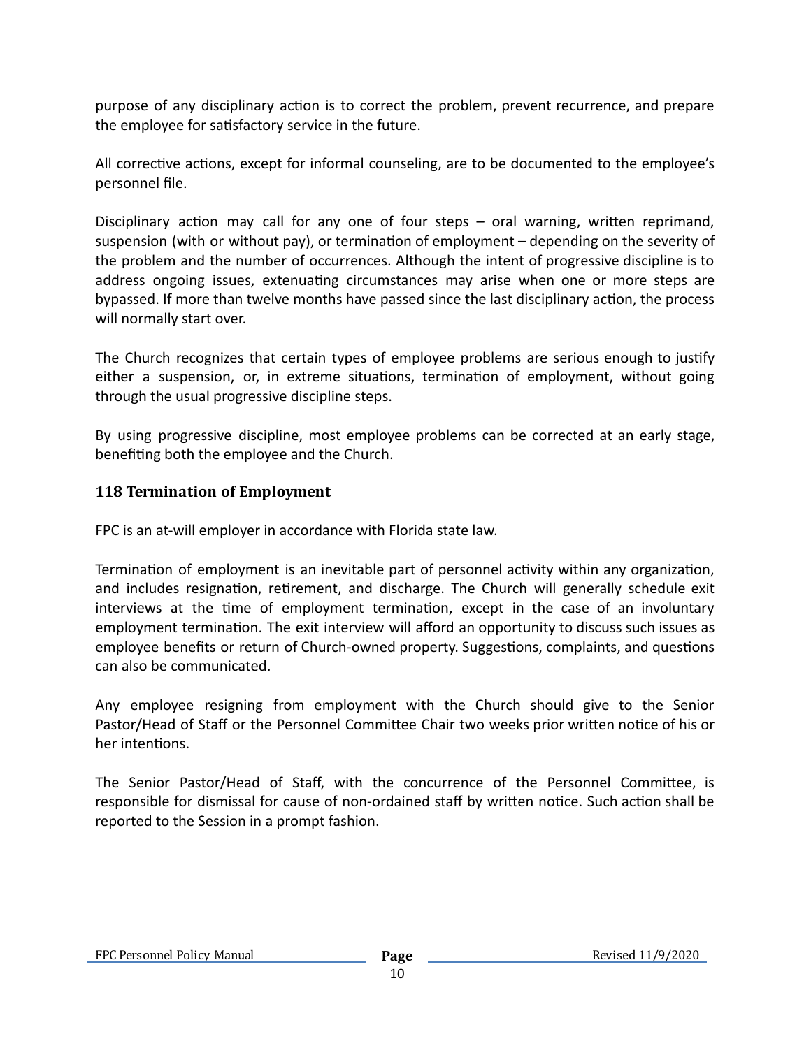purpose of any disciplinary action is to correct the problem, prevent recurrence, and prepare the employee for satisfactory service in the future.

All corrective actions, except for informal counseling, are to be documented to the employee's personnel file.

Disciplinary action may call for any one of four steps – oral warning, written reprimand, suspension (with or without pay), or termination of employment – depending on the severity of the problem and the number of occurrences. Although the intent of progressive discipline is to address ongoing issues, extenuating circumstances may arise when one or more steps are bypassed. If more than twelve months have passed since the last disciplinary action, the process will normally start over.

The Church recognizes that certain types of employee problems are serious enough to justify either a suspension, or, in extreme situations, termination of employment, without going through the usual progressive discipline steps.

By using progressive discipline, most employee problems can be corrected at an early stage, benefiting both the employee and the Church.

### 118 Termination of Employment

FPC is an at-will employer in accordance with Florida state law.

Termination of employment is an inevitable part of personnel activity within any organization, and includes resignation, retirement, and discharge. The Church will generally schedule exit interviews at the time of employment termination, except in the case of an involuntary employment termination. The exit interview will afford an opportunity to discuss such issues as employee benefits or return of Church-owned property. Suggestions, complaints, and questions can also be communicated.

Any employee resigning from employment with the Church should give to the Senior Pastor/Head of Staff or the Personnel Committee Chair two weeks prior written notice of his or her intentions.

The Senior Pastor/Head of Staff, with the concurrence of the Personnel Committee, is responsible for dismissal for cause of non-ordained staff by written notice. Such action shall be reported to the Session in a prompt fashion.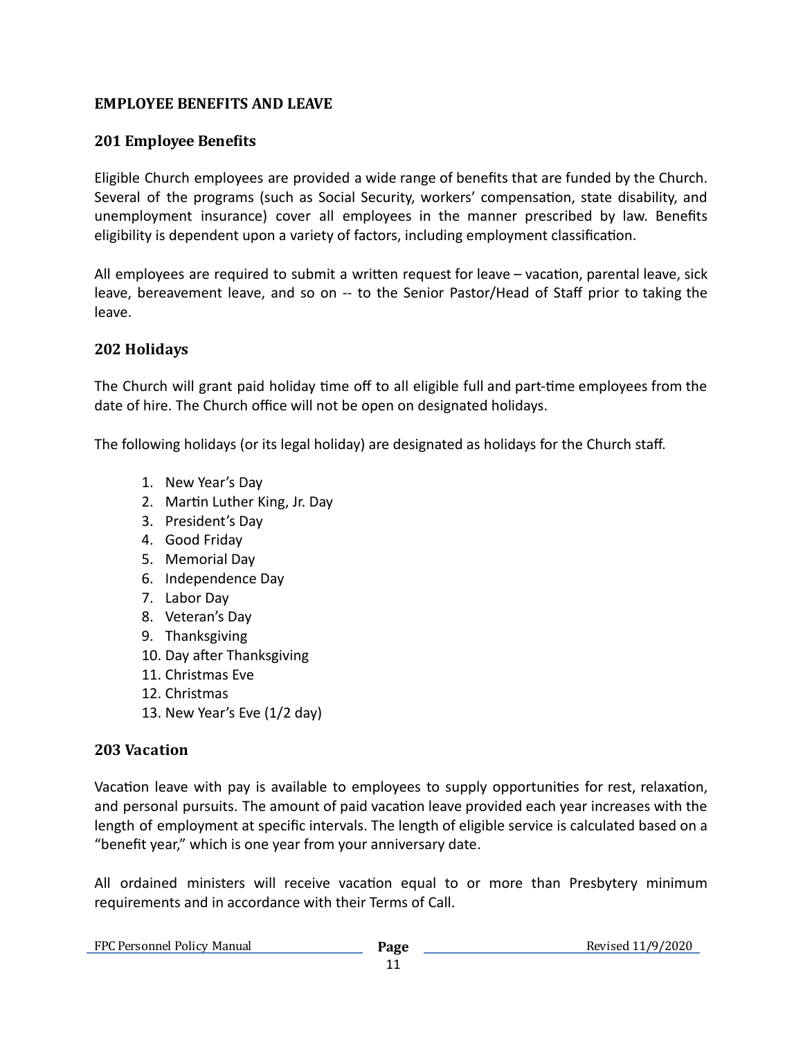**EMPLOYEE BENEFITS AND LEAVE**

## 201 Employee Benefits

Eligible Church employees are provided a wide range of benefits that are funded by the Church. Several of the programs (such as Social Security, workers' compensation, state disability, and unemployment insurance) cover all employees in the manner prescribed by law. Benefits eligibility is dependent upon a variety of factors, including employment classification.

All employees are required to submit a written request for leave – vacation, parental leave, sick leave, bereavement leave, and so on -- to the Senior Pastor/Head of Staff prior to taking the leave.

## 202 Holidays

The Church will grant paid holiday time off to all eligible full and part-time employees from the date of hire. The Church office will not be open on designated holidays.

The following holidays (or its legal holiday) are designated as holidays for the Church staff.

1. New Year's Day
2. Martin Luther King, Jr. Day
3. President's Day
4. Good Friday
5. Memorial Day
6. Independence Day
7. Labor Day
8. Veteran's Day
9. Thanksgiving
10. Day after Thanksgiving
11. Christmas Eve
12. Christmas
13. New Year's Eve (1/2 day)

## 203 Vacation

Vacation leave with pay is available to employees to supply opportunities for rest, relaxation, and personal pursuits. The amount of paid vacation leave provided each year increases with the length of employment at specific intervals. The length of eligible service is calculated based on a "benefit year," which is one year from your anniversary date.

All ordained ministers will receive vacation equal to or more than Presbytery minimum requirements and in accordance with their Terms of Call.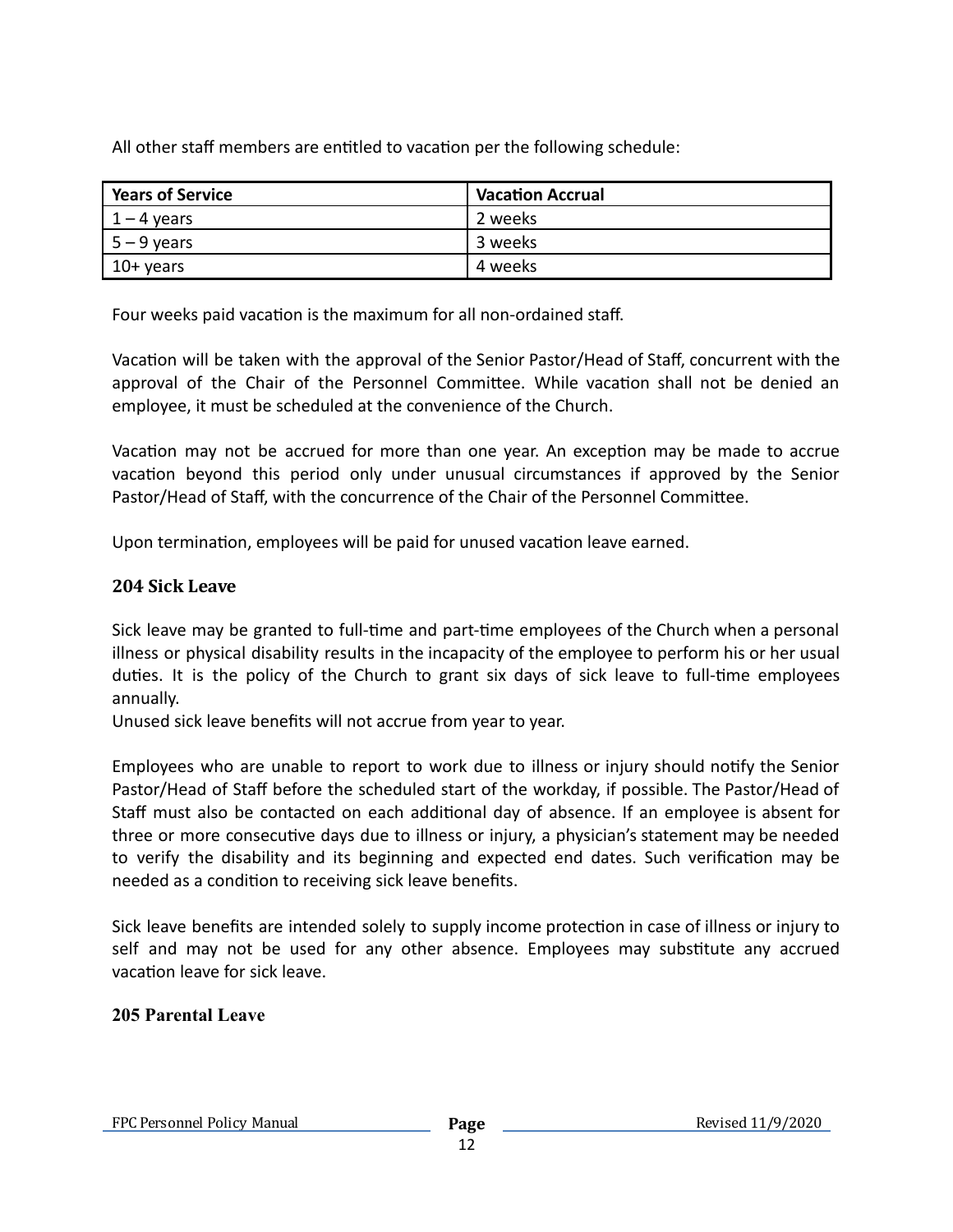All other staff members are entitled to vacation per the following schedule:

| Years of Service | Vacation Accrual |
| --- | --- |
| 1 – 4 years | 2 weeks |
| 5 – 9 years | 3 weeks |
| 10+ years | 4 weeks |

Four weeks paid vacation is the maximum for all non-ordained staff.

Vacation will be taken with the approval of the Senior Pastor/Head of Staff, concurrent with the approval of the Chair of the Personnel Committee. While vacation shall not be denied an employee, it must be scheduled at the convenience of the Church.

Vacation may not be accrued for more than one year. An exception may be made to accrue vacation beyond this period only under unusual circumstances if approved by the Senior Pastor/Head of Staff, with the concurrence of the Chair of the Personnel Committee.

Upon termination, employees will be paid for unused vacation leave earned.

### 204 Sick Leave

Sick leave may be granted to full-time and part-time employees of the Church when a personal illness or physical disability results in the incapacity of the employee to perform his or her usual duties. It is the policy of the Church to grant six days of sick leave to full-time employees annually.
Unused sick leave benefits will not accrue from year to year.

Employees who are unable to report to work due to illness or injury should notify the Senior Pastor/Head of Staff before the scheduled start of the workday, if possible. The Pastor/Head of Staff must also be contacted on each additional day of absence. If an employee is absent for three or more consecutive days due to illness or injury, a physician's statement may be needed to verify the disability and its beginning and expected end dates. Such verification may be needed as a condition to receiving sick leave benefits.

Sick leave benefits are intended solely to supply income protection in case of illness or injury to self and may not be used for any other absence. Employees may substitute any accrued vacation leave for sick leave.

### 205 Parental Leave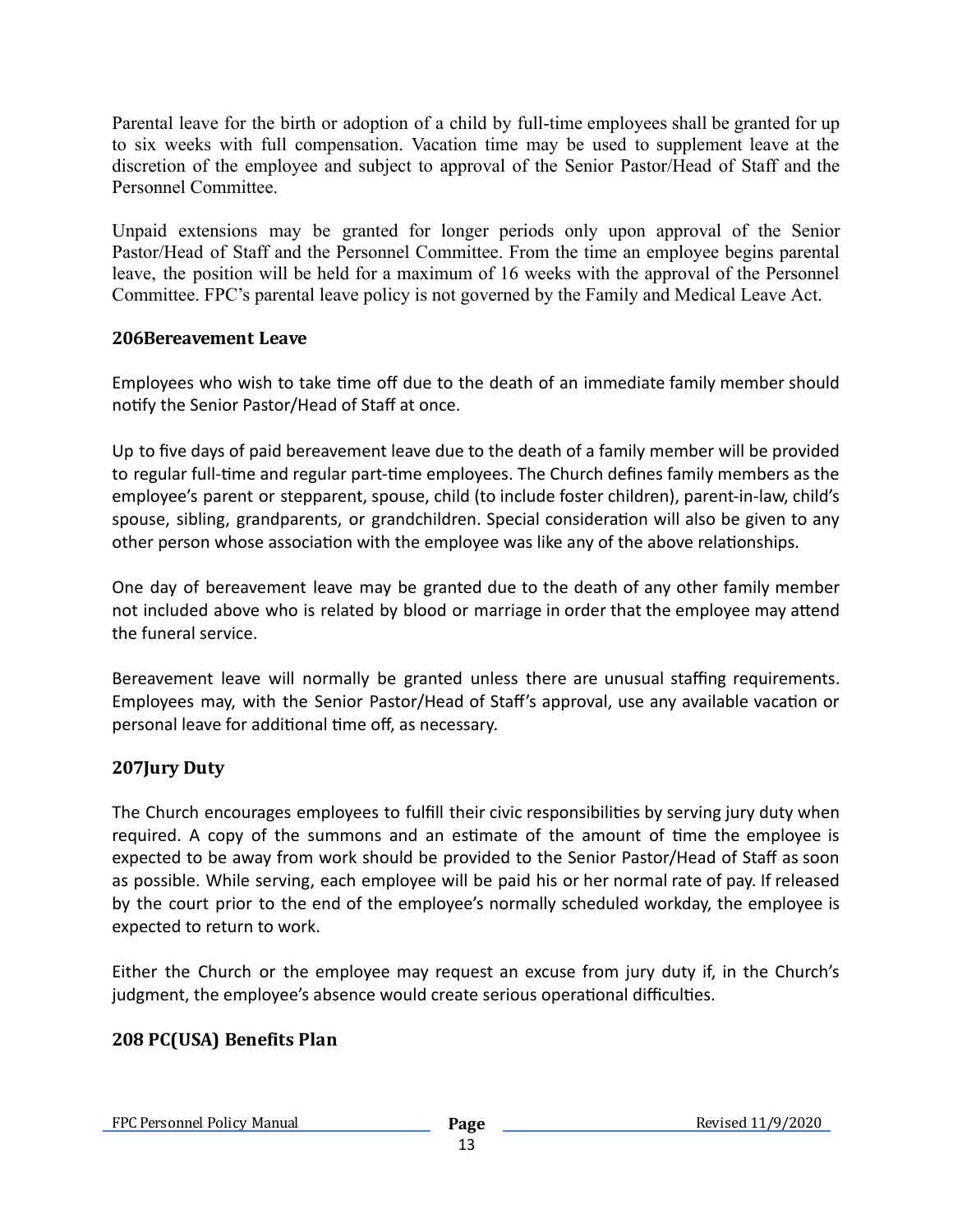Parental leave for the birth or adoption of a child by full-time employees shall be granted for up to six weeks with full compensation. Vacation time may be used to supplement leave at the discretion of the employee and subject to approval of the Senior Pastor/Head of Staff and the Personnel Committee.

Unpaid extensions may be granted for longer periods only upon approval of the Senior Pastor/Head of Staff and the Personnel Committee. From the time an employee begins parental leave, the position will be held for a maximum of 16 weeks with the approval of the Personnel Committee. FPC's parental leave policy is not governed by the Family and Medical Leave Act.

### 206Bereavement Leave

Employees who wish to take time off due to the death of an immediate family member should notify the Senior Pastor/Head of Staff at once.

Up to five days of paid bereavement leave due to the death of a family member will be provided to regular full-time and regular part-time employees. The Church defines family members as the employee's parent or stepparent, spouse, child (to include foster children), parent-in-law, child's spouse, sibling, grandparents, or grandchildren. Special consideration will also be given to any other person whose association with the employee was like any of the above relationships.

One day of bereavement leave may be granted due to the death of any other family member not included above who is related by blood or marriage in order that the employee may attend the funeral service.

Bereavement leave will normally be granted unless there are unusual staffing requirements. Employees may, with the Senior Pastor/Head of Staff's approval, use any available vacation or personal leave for additional time off, as necessary.

### 207Jury Duty

The Church encourages employees to fulfill their civic responsibilities by serving jury duty when required. A copy of the summons and an estimate of the amount of time the employee is expected to be away from work should be provided to the Senior Pastor/Head of Staff as soon as possible. While serving, each employee will be paid his or her normal rate of pay. If released by the court prior to the end of the employee's normally scheduled workday, the employee is expected to return to work.

Either the Church or the employee may request an excuse from jury duty if, in the Church's judgment, the employee's absence would create serious operational difficulties.

### 208 PC(USA) Benefits Plan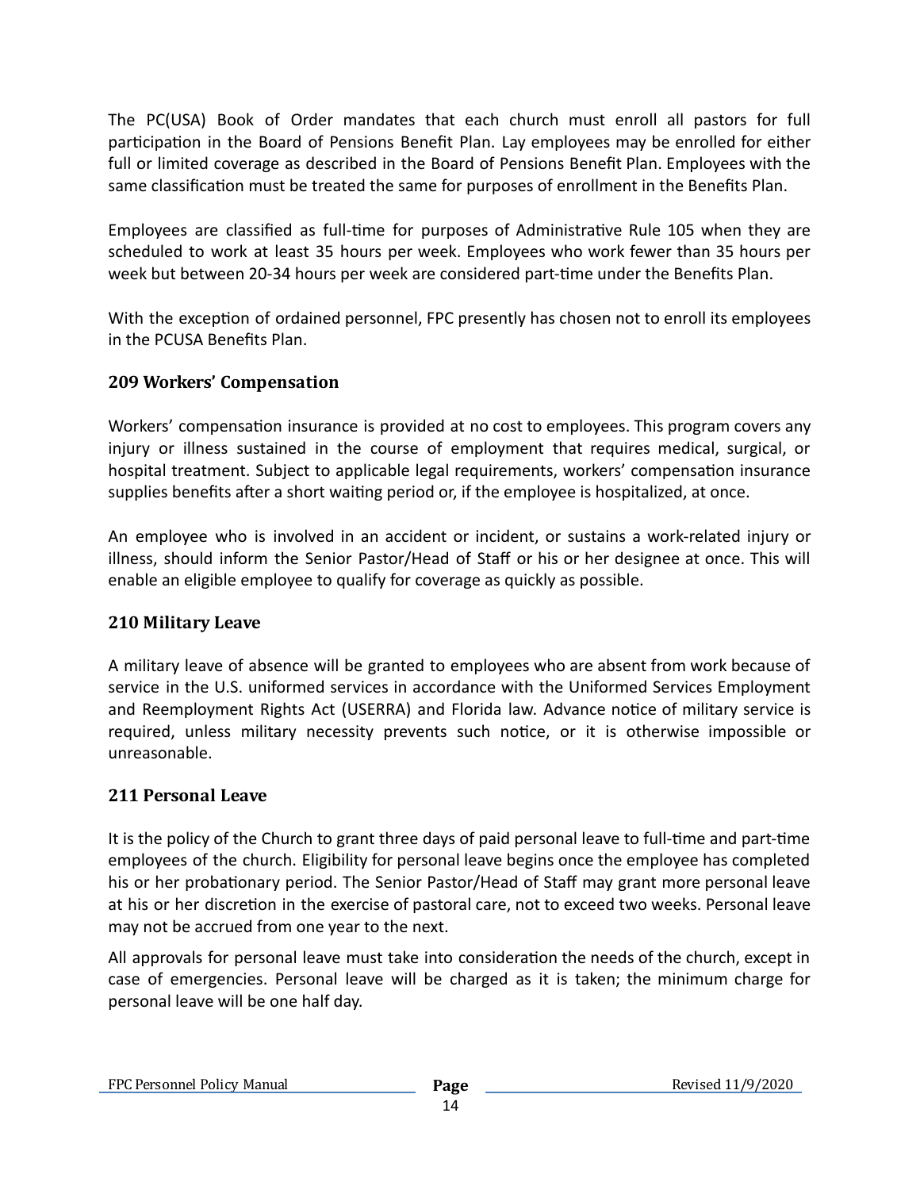The PC(USA) Book of Order mandates that each church must enroll all pastors for full participation in the Board of Pensions Benefit Plan. Lay employees may be enrolled for either full or limited coverage as described in the Board of Pensions Benefit Plan. Employees with the same classification must be treated the same for purposes of enrollment in the Benefits Plan.

Employees are classified as full-time for purposes of Administrative Rule 105 when they are scheduled to work at least 35 hours per week. Employees who work fewer than 35 hours per week but between 20-34 hours per week are considered part-time under the Benefits Plan.

With the exception of ordained personnel, FPC presently has chosen not to enroll its employees in the PCUSA Benefits Plan.

### 209 Workers' Compensation

Workers' compensation insurance is provided at no cost to employees. This program covers any injury or illness sustained in the course of employment that requires medical, surgical, or hospital treatment. Subject to applicable legal requirements, workers' compensation insurance supplies benefits after a short waiting period or, if the employee is hospitalized, at once.

An employee who is involved in an accident or incident, or sustains a work-related injury or illness, should inform the Senior Pastor/Head of Staff or his or her designee at once. This will enable an eligible employee to qualify for coverage as quickly as possible.

### 210 Military Leave

A military leave of absence will be granted to employees who are absent from work because of service in the U.S. uniformed services in accordance with the Uniformed Services Employment and Reemployment Rights Act (USERRA) and Florida law. Advance notice of military service is required, unless military necessity prevents such notice, or it is otherwise impossible or unreasonable.

### 211 Personal Leave

It is the policy of the Church to grant three days of paid personal leave to full-time and part-time employees of the church. Eligibility for personal leave begins once the employee has completed his or her probationary period. The Senior Pastor/Head of Staff may grant more personal leave at his or her discretion in the exercise of pastoral care, not to exceed two weeks. Personal leave may not be accrued from one year to the next.

All approvals for personal leave must take into consideration the needs of the church, except in case of emergencies. Personal leave will be charged as it is taken; the minimum charge for personal leave will be one half day.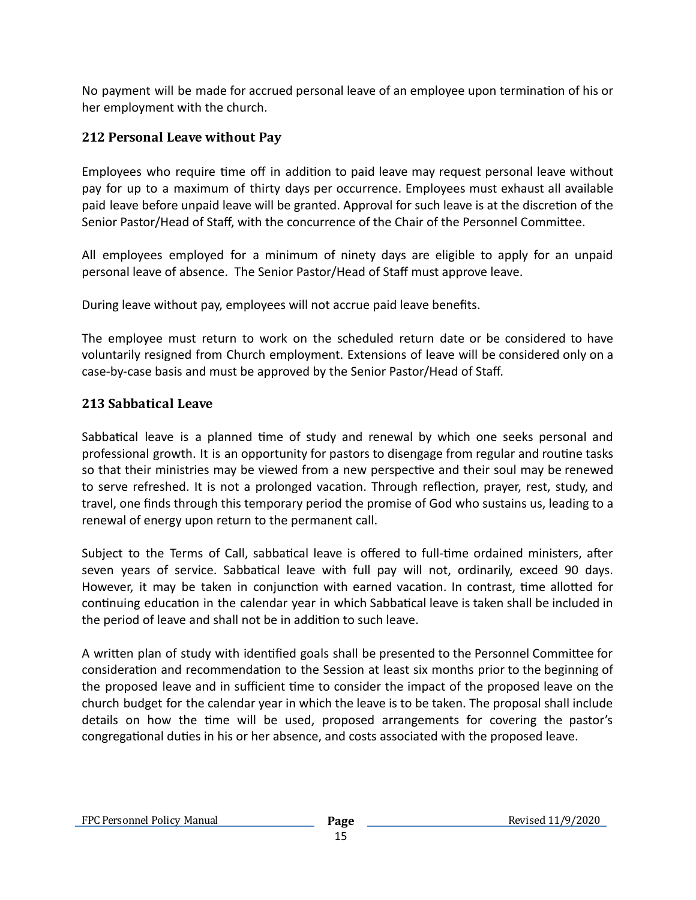No payment will be made for accrued personal leave of an employee upon termination of his or her employment with the church.

### 212 Personal Leave without Pay

Employees who require time off in addition to paid leave may request personal leave without pay for up to a maximum of thirty days per occurrence. Employees must exhaust all available paid leave before unpaid leave will be granted. Approval for such leave is at the discretion of the Senior Pastor/Head of Staff, with the concurrence of the Chair of the Personnel Committee.

All employees employed for a minimum of ninety days are eligible to apply for an unpaid personal leave of absence. The Senior Pastor/Head of Staff must approve leave.

During leave without pay, employees will not accrue paid leave benefits.

The employee must return to work on the scheduled return date or be considered to have voluntarily resigned from Church employment. Extensions of leave will be considered only on a case-by-case basis and must be approved by the Senior Pastor/Head of Staff.

### 213 Sabbatical Leave

Sabbatical leave is a planned time of study and renewal by which one seeks personal and professional growth. It is an opportunity for pastors to disengage from regular and routine tasks so that their ministries may be viewed from a new perspective and their soul may be renewed to serve refreshed. It is not a prolonged vacation. Through reflection, prayer, rest, study, and travel, one finds through this temporary period the promise of God who sustains us, leading to a renewal of energy upon return to the permanent call.

Subject to the Terms of Call, sabbatical leave is offered to full-time ordained ministers, after seven years of service. Sabbatical leave with full pay will not, ordinarily, exceed 90 days. However, it may be taken in conjunction with earned vacation. In contrast, time allotted for continuing education in the calendar year in which Sabbatical leave is taken shall be included in the period of leave and shall not be in addition to such leave.

A written plan of study with identified goals shall be presented to the Personnel Committee for consideration and recommendation to the Session at least six months prior to the beginning of the proposed leave and in sufficient time to consider the impact of the proposed leave on the church budget for the calendar year in which the leave is to be taken. The proposal shall include details on how the time will be used, proposed arrangements for covering the pastor's congregational duties in his or her absence, and costs associated with the proposed leave.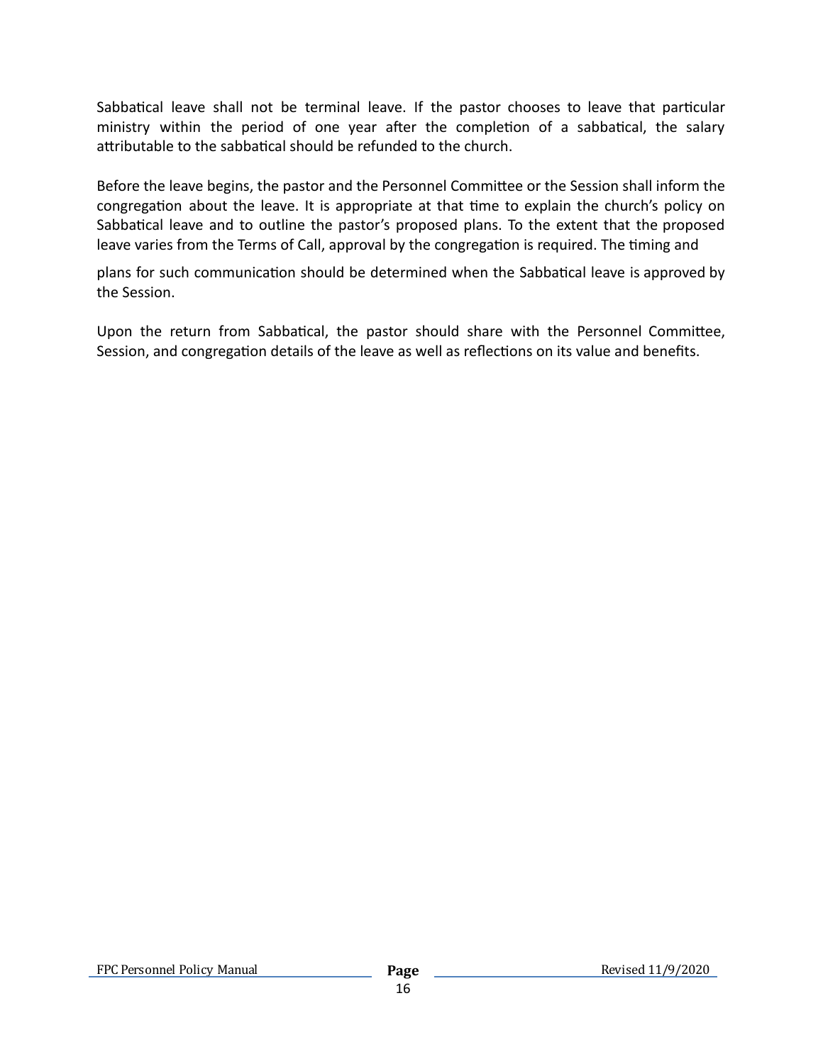Sabbatical leave shall not be terminal leave. If the pastor chooses to leave that particular ministry within the period of one year after the completion of a sabbatical, the salary attributable to the sabbatical should be refunded to the church.

Before the leave begins, the pastor and the Personnel Committee or the Session shall inform the congregation about the leave. It is appropriate at that time to explain the church's policy on Sabbatical leave and to outline the pastor's proposed plans. To the extent that the proposed leave varies from the Terms of Call, approval by the congregation is required. The timing and plans for such communication should be determined when the Sabbatical leave is approved by the Session.

Upon the return from Sabbatical, the pastor should share with the Personnel Committee, Session, and congregation details of the leave as well as reflections on its value and benefits.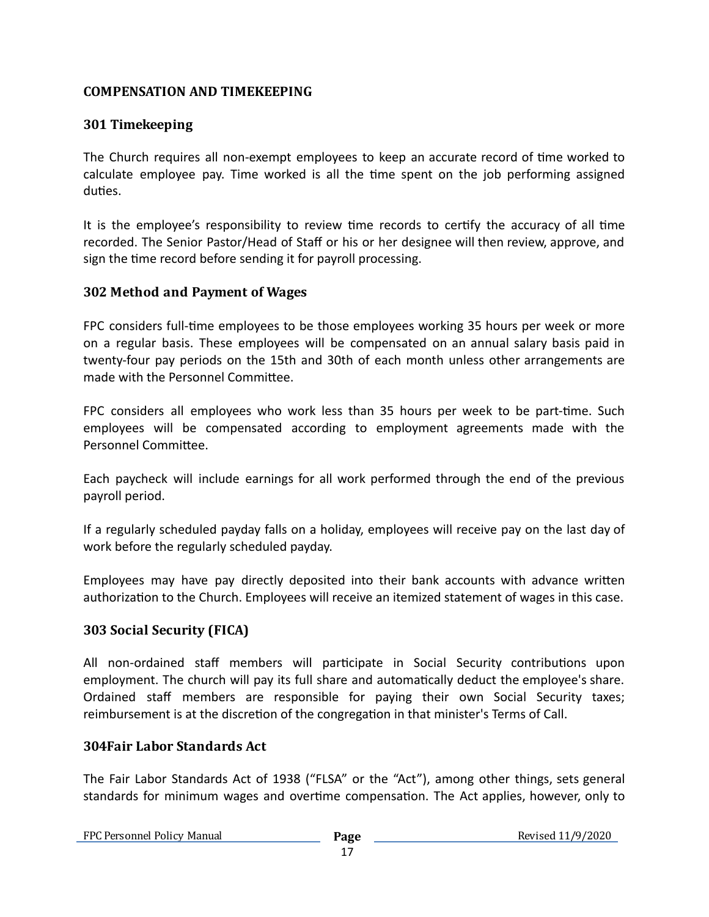## COMPENSATION AND TIMEKEEPING

### 301 Timekeeping

The Church requires all non-exempt employees to keep an accurate record of time worked to calculate employee pay. Time worked is all the time spent on the job performing assigned duties.

It is the employee's responsibility to review time records to certify the accuracy of all time recorded. The Senior Pastor/Head of Staff or his or her designee will then review, approve, and sign the time record before sending it for payroll processing.

### 302 Method and Payment of Wages

FPC considers full-time employees to be those employees working 35 hours per week or more on a regular basis. These employees will be compensated on an annual salary basis paid in twenty-four pay periods on the 15th and 30th of each month unless other arrangements are made with the Personnel Committee.

FPC considers all employees who work less than 35 hours per week to be part-time. Such employees will be compensated according to employment agreements made with the Personnel Committee.

Each paycheck will include earnings for all work performed through the end of the previous payroll period.

If a regularly scheduled payday falls on a holiday, employees will receive pay on the last day of work before the regularly scheduled payday.

Employees may have pay directly deposited into their bank accounts with advance written authorization to the Church. Employees will receive an itemized statement of wages in this case.

### 303 Social Security (FICA)

All non-ordained staff members will participate in Social Security contributions upon employment. The church will pay its full share and automatically deduct the employee's share. Ordained staff members are responsible for paying their own Social Security taxes; reimbursement is at the discretion of the congregation in that minister's Terms of Call.

### 304Fair Labor Standards Act

The Fair Labor Standards Act of 1938 ("FLSA" or the "Act"), among other things, sets general standards for minimum wages and overtime compensation. The Act applies, however, only to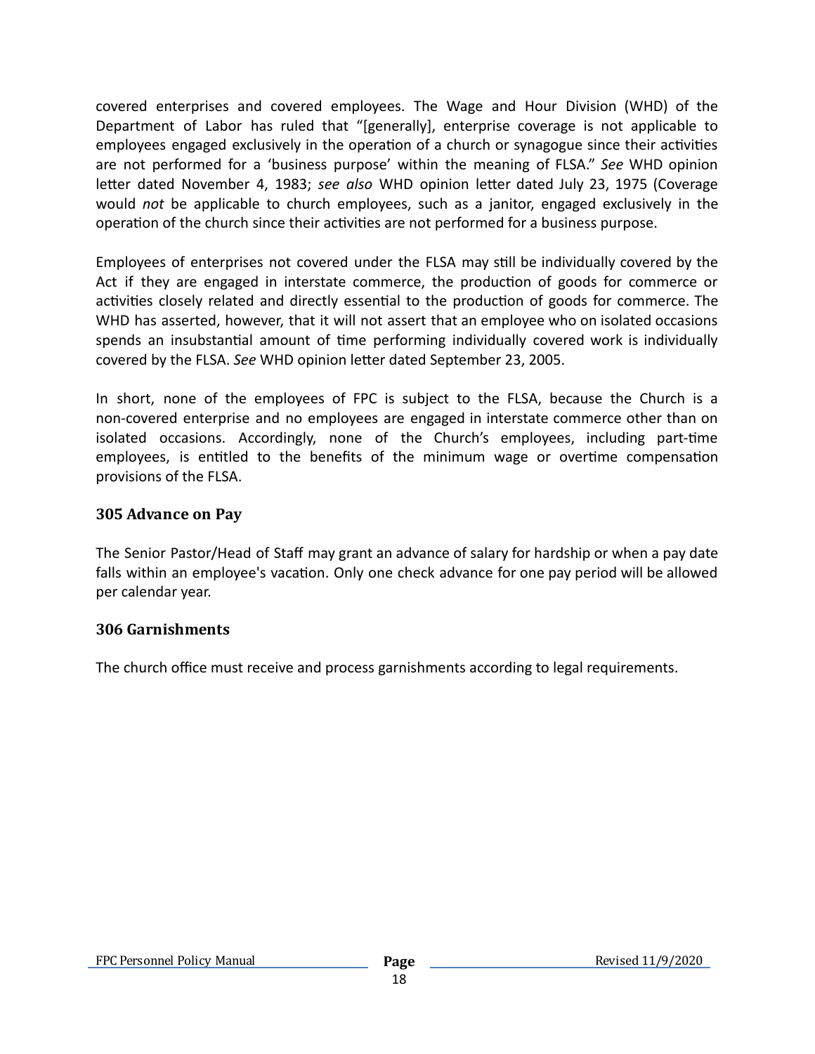covered enterprises and covered employees. The Wage and Hour Division (WHD) of the Department of Labor has ruled that "[generally], enterprise coverage is not applicable to employees engaged exclusively in the operation of a church or synagogue since their activities are not performed for a 'business purpose' within the meaning of FLSA." *See* WHD opinion letter dated November 4, 1983; *see also* WHD opinion letter dated July 23, 1975 (Coverage would *not* be applicable to church employees, such as a janitor, engaged exclusively in the operation of the church since their activities are not performed for a business purpose.

Employees of enterprises not covered under the FLSA may still be individually covered by the Act if they are engaged in interstate commerce, the production of goods for commerce or activities closely related and directly essential to the production of goods for commerce. The WHD has asserted, however, that it will not assert that an employee who on isolated occasions spends an insubstantial amount of time performing individually covered work is individually covered by the FLSA. *See* WHD opinion letter dated September 23, 2005.

In short, none of the employees of FPC is subject to the FLSA, because the Church is a non-covered enterprise and no employees are engaged in interstate commerce other than on isolated occasions. Accordingly, none of the Church's employees, including part-time employees, is entitled to the benefits of the minimum wage or overtime compensation provisions of the FLSA.

### 305 Advance on Pay

The Senior Pastor/Head of Staff may grant an advance of salary for hardship or when a pay date falls within an employee's vacation. Only one check advance for one pay period will be allowed per calendar year.

### 306 Garnishments

The church office must receive and process garnishments according to legal requirements.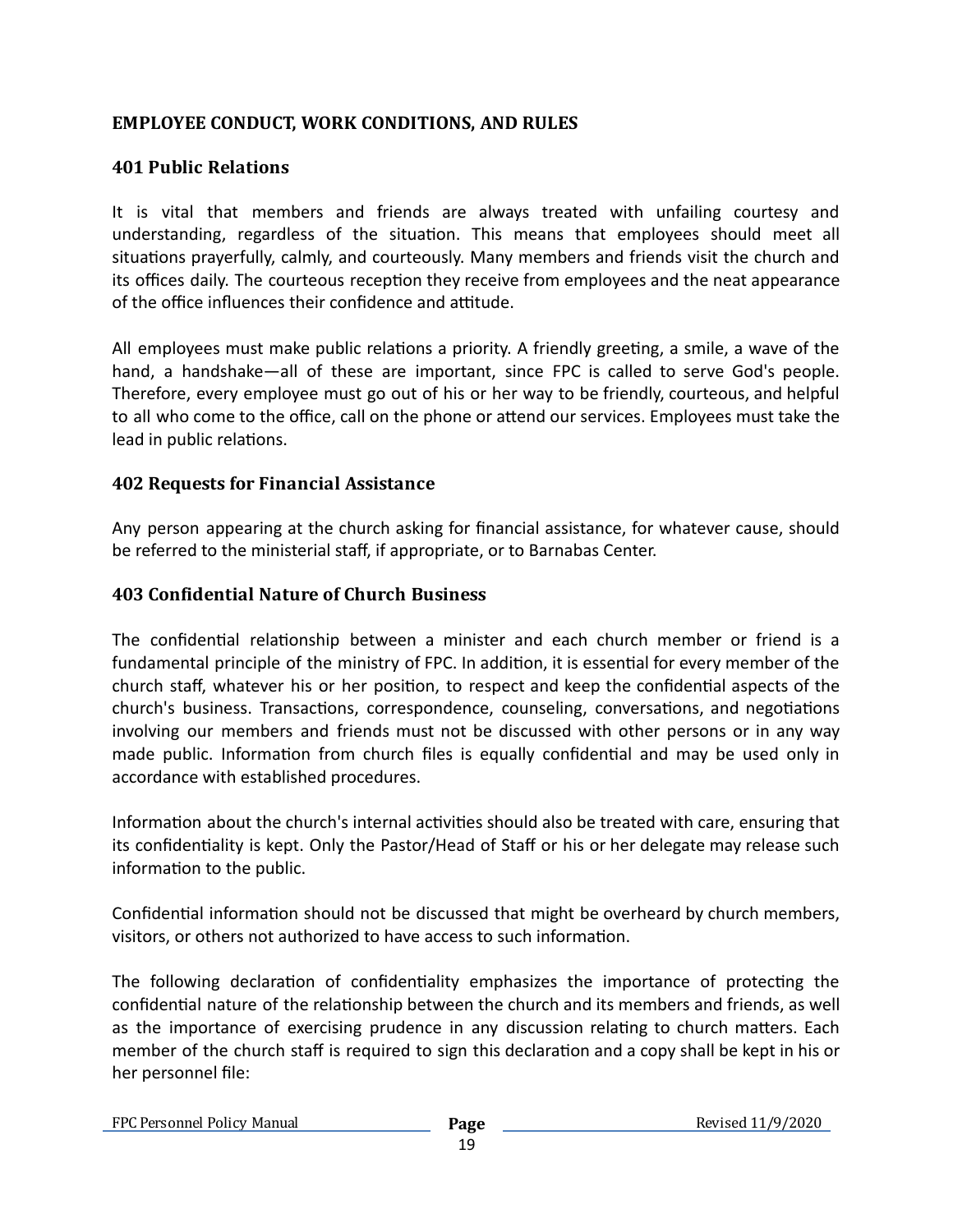## EMPLOYEE CONDUCT, WORK CONDITIONS, AND RULES

### 401 Public Relations

It is vital that members and friends are always treated with unfailing courtesy and understanding, regardless of the situation. This means that employees should meet all situations prayerfully, calmly, and courteously. Many members and friends visit the church and its offices daily. The courteous reception they receive from employees and the neat appearance of the office influences their confidence and attitude.

All employees must make public relations a priority. A friendly greeting, a smile, a wave of the hand, a handshake—all of these are important, since FPC is called to serve God's people. Therefore, every employee must go out of his or her way to be friendly, courteous, and helpful to all who come to the office, call on the phone or attend our services. Employees must take the lead in public relations.

### 402 Requests for Financial Assistance

Any person appearing at the church asking for financial assistance, for whatever cause, should be referred to the ministerial staff, if appropriate, or to Barnabas Center.

### 403 Confidential Nature of Church Business

The confidential relationship between a minister and each church member or friend is a fundamental principle of the ministry of FPC. In addition, it is essential for every member of the church staff, whatever his or her position, to respect and keep the confidential aspects of the church's business. Transactions, correspondence, counseling, conversations, and negotiations involving our members and friends must not be discussed with other persons or in any way made public. Information from church files is equally confidential and may be used only in accordance with established procedures.

Information about the church's internal activities should also be treated with care, ensuring that its confidentiality is kept. Only the Pastor/Head of Staff or his or her delegate may release such information to the public.

Confidential information should not be discussed that might be overheard by church members, visitors, or others not authorized to have access to such information.

The following declaration of confidentiality emphasizes the importance of protecting the confidential nature of the relationship between the church and its members and friends, as well as the importance of exercising prudence in any discussion relating to church matters. Each member of the church staff is required to sign this declaration and a copy shall be kept in his or her personnel file: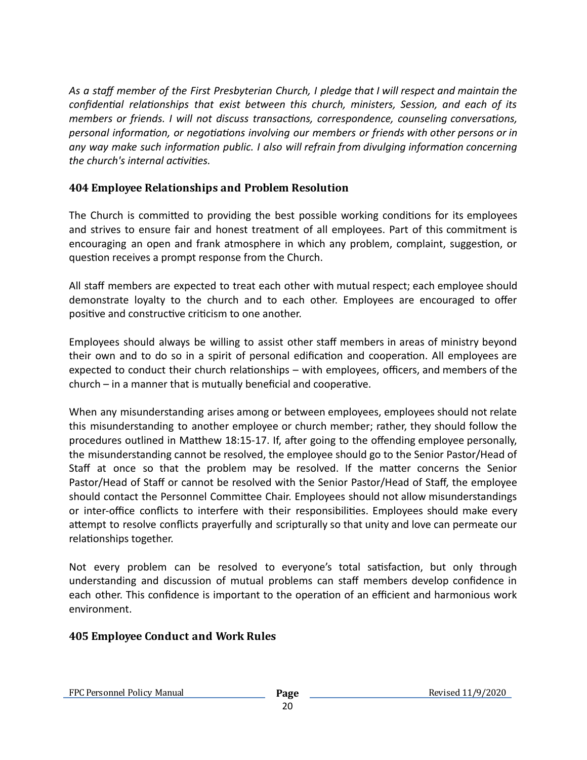*As a staff member of the First Presbyterian Church, I pledge that I will respect and maintain the confidential relationships that exist between this church, ministers, Session, and each of its members or friends. I will not discuss transactions, correspondence, counseling conversations, personal information, or negotiations involving our members or friends with other persons or in any way make such information public. I also will refrain from divulging information concerning the church's internal activities.*

### 404 Employee Relationships and Problem Resolution

The Church is committed to providing the best possible working conditions for its employees and strives to ensure fair and honest treatment of all employees. Part of this commitment is encouraging an open and frank atmosphere in which any problem, complaint, suggestion, or question receives a prompt response from the Church.

All staff members are expected to treat each other with mutual respect; each employee should demonstrate loyalty to the church and to each other. Employees are encouraged to offer positive and constructive criticism to one another.

Employees should always be willing to assist other staff members in areas of ministry beyond their own and to do so in a spirit of personal edification and cooperation. All employees are expected to conduct their church relationships – with employees, officers, and members of the church – in a manner that is mutually beneficial and cooperative.

When any misunderstanding arises among or between employees, employees should not relate this misunderstanding to another employee or church member; rather, they should follow the procedures outlined in Matthew 18:15-17. If, after going to the offending employee personally, the misunderstanding cannot be resolved, the employee should go to the Senior Pastor/Head of Staff at once so that the problem may be resolved. If the matter concerns the Senior Pastor/Head of Staff or cannot be resolved with the Senior Pastor/Head of Staff, the employee should contact the Personnel Committee Chair. Employees should not allow misunderstandings or inter-office conflicts to interfere with their responsibilities. Employees should make every attempt to resolve conflicts prayerfully and scripturally so that unity and love can permeate our relationships together.

Not every problem can be resolved to everyone's total satisfaction, but only through understanding and discussion of mutual problems can staff members develop confidence in each other. This confidence is important to the operation of an efficient and harmonious work environment.

### 405 Employee Conduct and Work Rules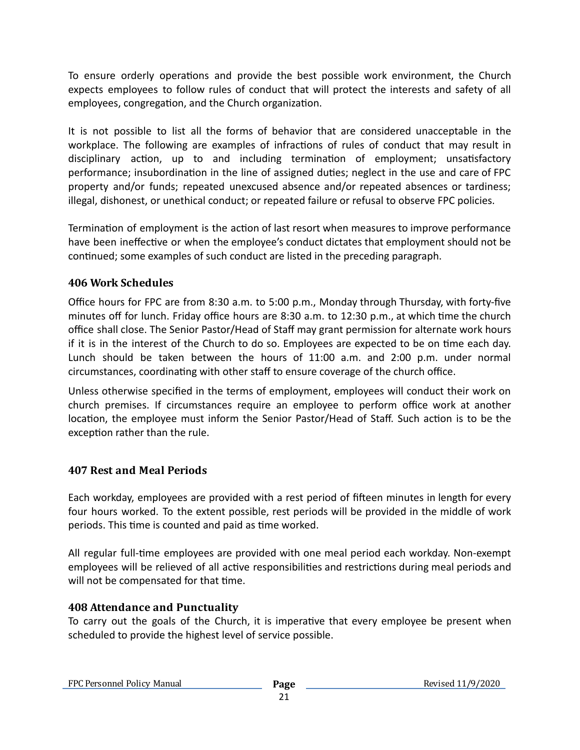To ensure orderly operations and provide the best possible work environment, the Church expects employees to follow rules of conduct that will protect the interests and safety of all employees, congregation, and the Church organization.

It is not possible to list all the forms of behavior that are considered unacceptable in the workplace. The following are examples of infractions of rules of conduct that may result in disciplinary action, up to and including termination of employment; unsatisfactory performance; insubordination in the line of assigned duties; neglect in the use and care of FPC property and/or funds; repeated unexcused absence and/or repeated absences or tardiness; illegal, dishonest, or unethical conduct; or repeated failure or refusal to observe FPC policies.

Termination of employment is the action of last resort when measures to improve performance have been ineffective or when the employee's conduct dictates that employment should not be continued; some examples of such conduct are listed in the preceding paragraph.

### 406 Work Schedules

Office hours for FPC are from 8:30 a.m. to 5:00 p.m., Monday through Thursday, with forty-five minutes off for lunch. Friday office hours are 8:30 a.m. to 12:30 p.m., at which time the church office shall close. The Senior Pastor/Head of Staff may grant permission for alternate work hours if it is in the interest of the Church to do so. Employees are expected to be on time each day. Lunch should be taken between the hours of 11:00 a.m. and 2:00 p.m. under normal circumstances, coordinating with other staff to ensure coverage of the church office.

Unless otherwise specified in the terms of employment, employees will conduct their work on church premises. If circumstances require an employee to perform office work at another location, the employee must inform the Senior Pastor/Head of Staff. Such action is to be the exception rather than the rule.

### 407 Rest and Meal Periods

Each workday, employees are provided with a rest period of fifteen minutes in length for every four hours worked. To the extent possible, rest periods will be provided in the middle of work periods. This time is counted and paid as time worked.

All regular full-time employees are provided with one meal period each workday. Non-exempt employees will be relieved of all active responsibilities and restrictions during meal periods and will not be compensated for that time.

### 408 Attendance and Punctuality

To carry out the goals of the Church, it is imperative that every employee be present when scheduled to provide the highest level of service possible.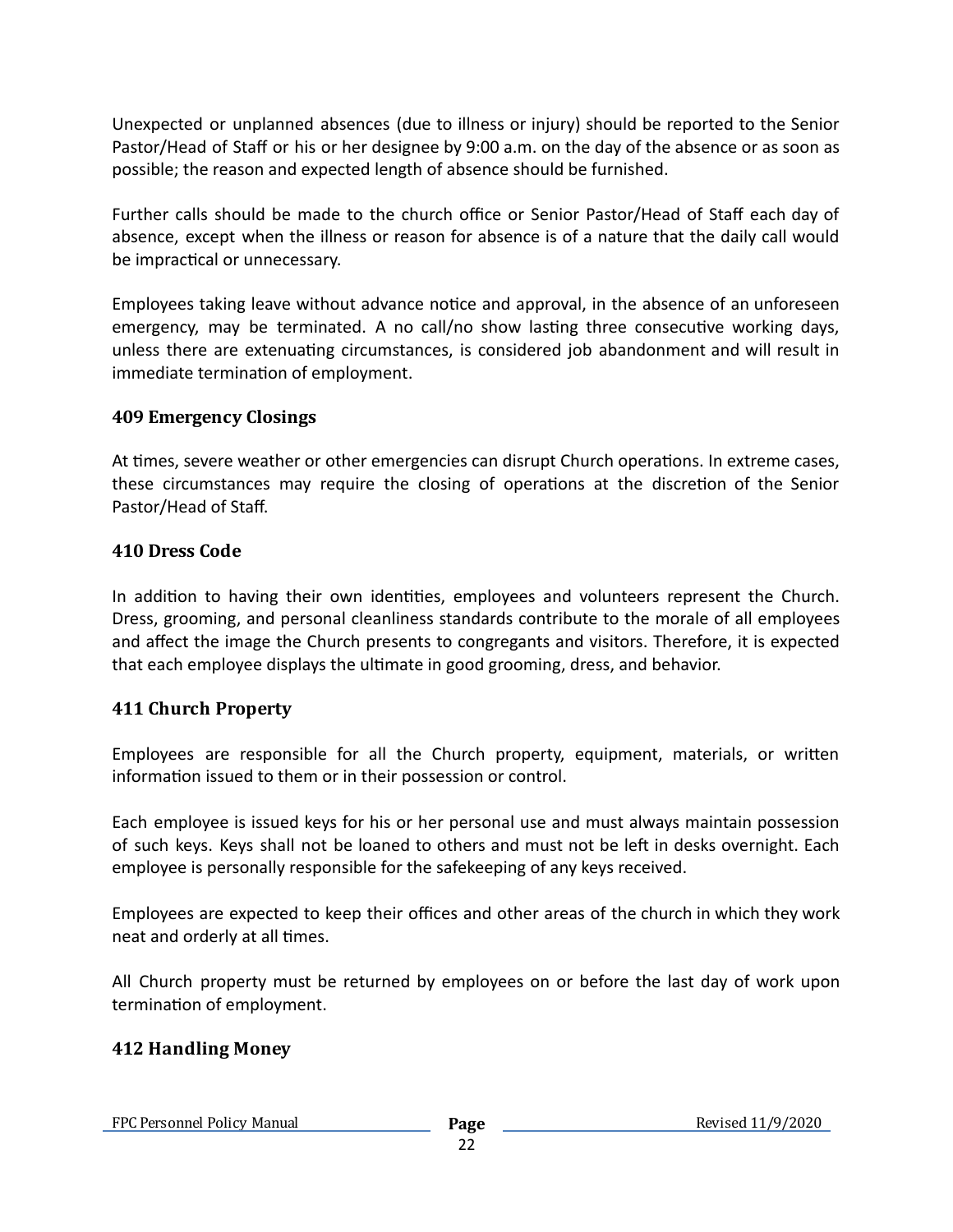Unexpected or unplanned absences (due to illness or injury) should be reported to the Senior Pastor/Head of Staff or his or her designee by 9:00 a.m. on the day of the absence or as soon as possible; the reason and expected length of absence should be furnished.

Further calls should be made to the church office or Senior Pastor/Head of Staff each day of absence, except when the illness or reason for absence is of a nature that the daily call would be impractical or unnecessary.

Employees taking leave without advance notice and approval, in the absence of an unforeseen emergency, may be terminated. A no call/no show lasting three consecutive working days, unless there are extenuating circumstances, is considered job abandonment and will result in immediate termination of employment.

### 409 Emergency Closings

At times, severe weather or other emergencies can disrupt Church operations. In extreme cases, these circumstances may require the closing of operations at the discretion of the Senior Pastor/Head of Staff.

### 410 Dress Code

In addition to having their own identities, employees and volunteers represent the Church. Dress, grooming, and personal cleanliness standards contribute to the morale of all employees and affect the image the Church presents to congregants and visitors. Therefore, it is expected that each employee displays the ultimate in good grooming, dress, and behavior.

### 411 Church Property

Employees are responsible for all the Church property, equipment, materials, or written information issued to them or in their possession or control.

Each employee is issued keys for his or her personal use and must always maintain possession of such keys. Keys shall not be loaned to others and must not be left in desks overnight. Each employee is personally responsible for the safekeeping of any keys received.

Employees are expected to keep their offices and other areas of the church in which they work neat and orderly at all times.

All Church property must be returned by employees on or before the last day of work upon termination of employment.

### 412 Handling Money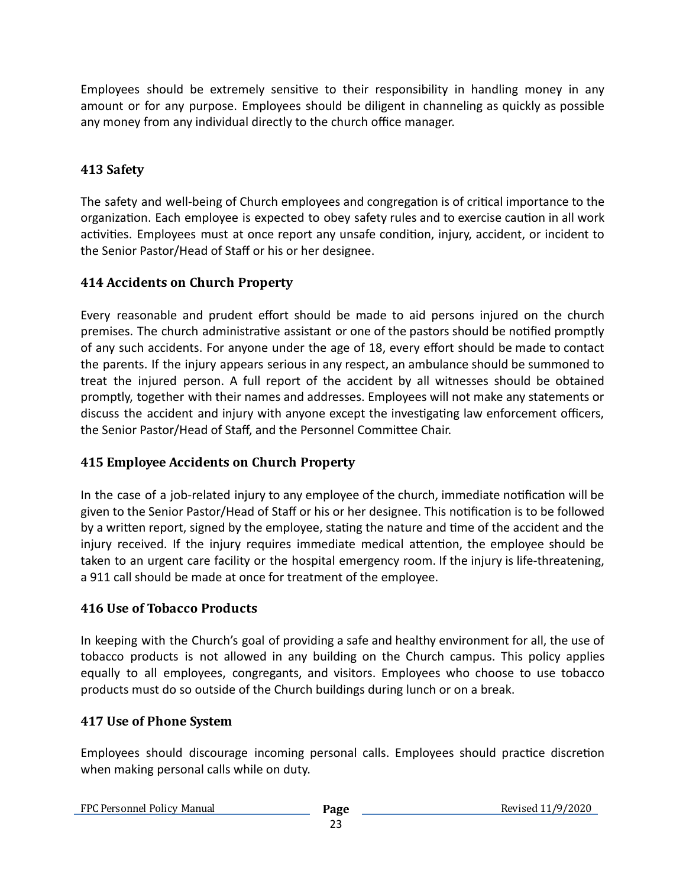Employees should be extremely sensitive to their responsibility in handling money in any amount or for any purpose. Employees should be diligent in channeling as quickly as possible any money from any individual directly to the church office manager.

### 413 Safety

The safety and well-being of Church employees and congregation is of critical importance to the organization. Each employee is expected to obey safety rules and to exercise caution in all work activities. Employees must at once report any unsafe condition, injury, accident, or incident to the Senior Pastor/Head of Staff or his or her designee.

### 414 Accidents on Church Property

Every reasonable and prudent effort should be made to aid persons injured on the church premises. The church administrative assistant or one of the pastors should be notified promptly of any such accidents. For anyone under the age of 18, every effort should be made to contact the parents. If the injury appears serious in any respect, an ambulance should be summoned to treat the injured person. A full report of the accident by all witnesses should be obtained promptly, together with their names and addresses. Employees will not make any statements or discuss the accident and injury with anyone except the investigating law enforcement officers, the Senior Pastor/Head of Staff, and the Personnel Committee Chair.

### 415 Employee Accidents on Church Property

In the case of a job-related injury to any employee of the church, immediate notification will be given to the Senior Pastor/Head of Staff or his or her designee. This notification is to be followed by a written report, signed by the employee, stating the nature and time of the accident and the injury received. If the injury requires immediate medical attention, the employee should be taken to an urgent care facility or the hospital emergency room. If the injury is life-threatening, a 911 call should be made at once for treatment of the employee.

### 416 Use of Tobacco Products

In keeping with the Church's goal of providing a safe and healthy environment for all, the use of tobacco products is not allowed in any building on the Church campus. This policy applies equally to all employees, congregants, and visitors. Employees who choose to use tobacco products must do so outside of the Church buildings during lunch or on a break.

### 417 Use of Phone System

Employees should discourage incoming personal calls. Employees should practice discretion when making personal calls while on duty.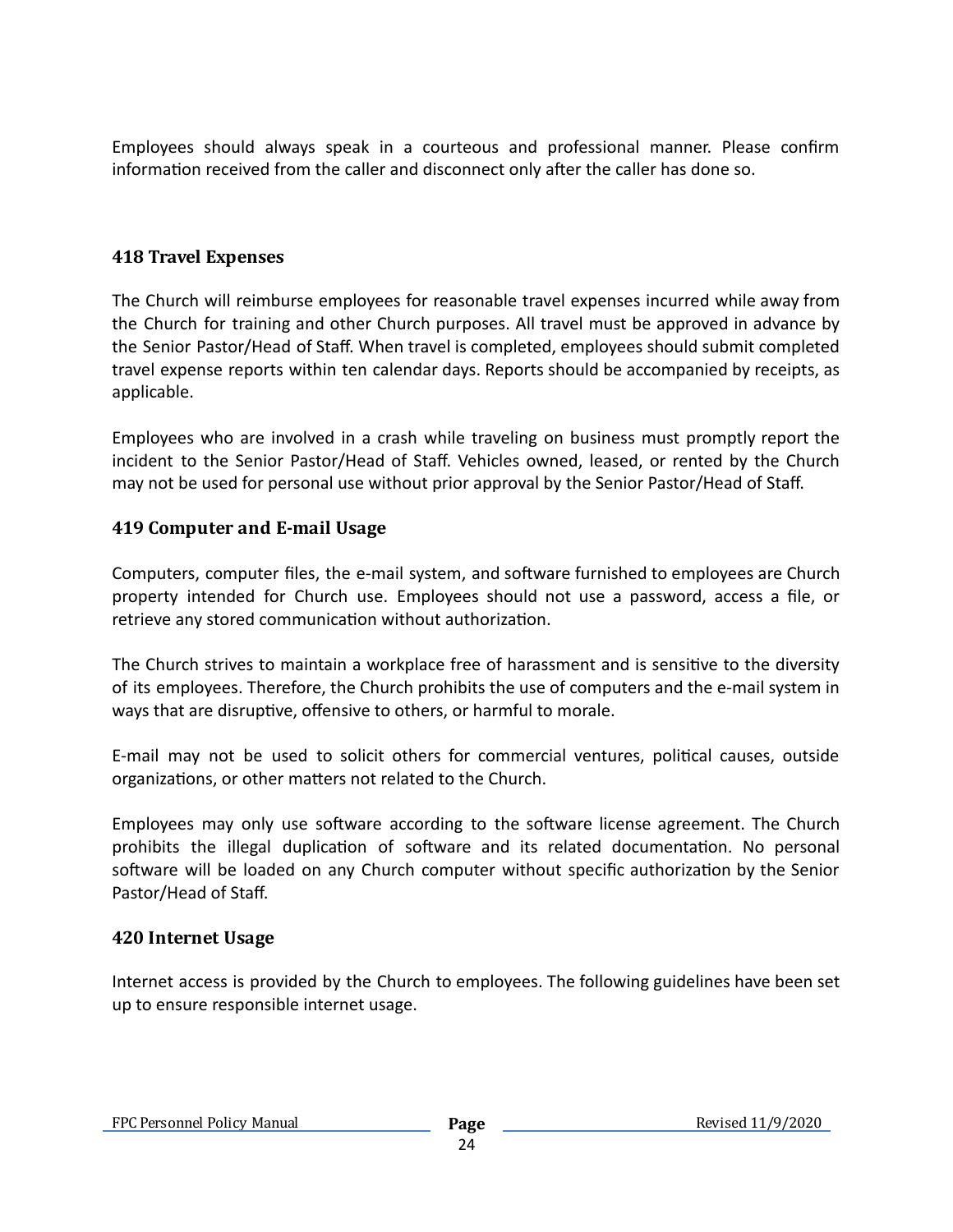Employees should always speak in a courteous and professional manner. Please confirm information received from the caller and disconnect only after the caller has done so.

### 418 Travel Expenses

The Church will reimburse employees for reasonable travel expenses incurred while away from the Church for training and other Church purposes. All travel must be approved in advance by the Senior Pastor/Head of Staff. When travel is completed, employees should submit completed travel expense reports within ten calendar days. Reports should be accompanied by receipts, as applicable.

Employees who are involved in a crash while traveling on business must promptly report the incident to the Senior Pastor/Head of Staff. Vehicles owned, leased, or rented by the Church may not be used for personal use without prior approval by the Senior Pastor/Head of Staff.

### 419 Computer and E-mail Usage

Computers, computer files, the e-mail system, and software furnished to employees are Church property intended for Church use. Employees should not use a password, access a file, or retrieve any stored communication without authorization.

The Church strives to maintain a workplace free of harassment and is sensitive to the diversity of its employees. Therefore, the Church prohibits the use of computers and the e-mail system in ways that are disruptive, offensive to others, or harmful to morale.

E-mail may not be used to solicit others for commercial ventures, political causes, outside organizations, or other matters not related to the Church.

Employees may only use software according to the software license agreement. The Church prohibits the illegal duplication of software and its related documentation. No personal software will be loaded on any Church computer without specific authorization by the Senior Pastor/Head of Staff.

### 420 Internet Usage

Internet access is provided by the Church to employees. The following guidelines have been set up to ensure responsible internet usage.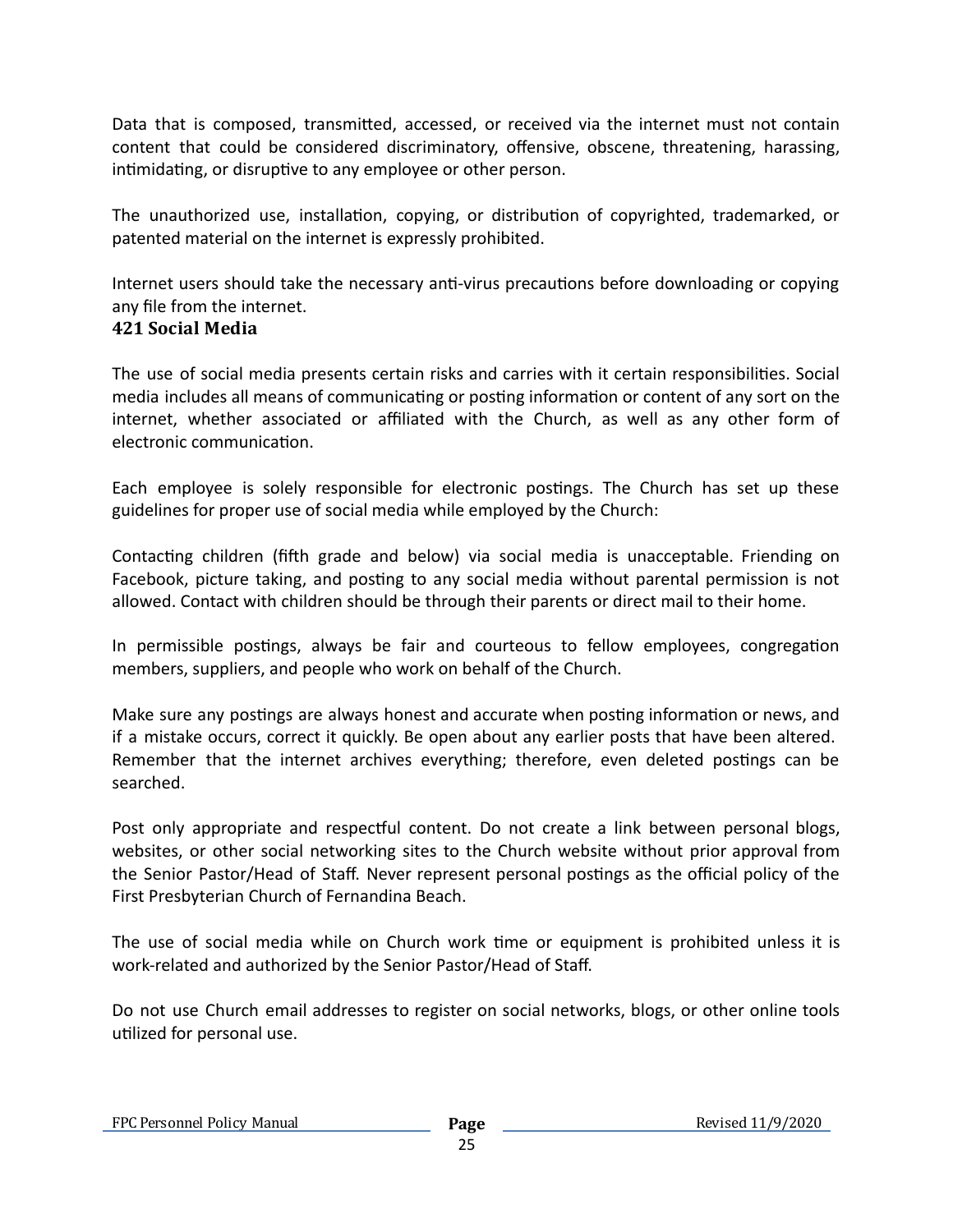Data that is composed, transmitted, accessed, or received via the internet must not contain content that could be considered discriminatory, offensive, obscene, threatening, harassing, intimidating, or disruptive to any employee or other person.

The unauthorized use, installation, copying, or distribution of copyrighted, trademarked, or patented material on the internet is expressly prohibited.

Internet users should take the necessary anti-virus precautions before downloading or copying any file from the internet.

### 421 Social Media

The use of social media presents certain risks and carries with it certain responsibilities. Social media includes all means of communicating or posting information or content of any sort on the internet, whether associated or affiliated with the Church, as well as any other form of electronic communication.

Each employee is solely responsible for electronic postings. The Church has set up these guidelines for proper use of social media while employed by the Church:

Contacting children (fifth grade and below) via social media is unacceptable. Friending on Facebook, picture taking, and posting to any social media without parental permission is not allowed. Contact with children should be through their parents or direct mail to their home.

In permissible postings, always be fair and courteous to fellow employees, congregation members, suppliers, and people who work on behalf of the Church.

Make sure any postings are always honest and accurate when posting information or news, and if a mistake occurs, correct it quickly. Be open about any earlier posts that have been altered. Remember that the internet archives everything; therefore, even deleted postings can be searched.

Post only appropriate and respectful content. Do not create a link between personal blogs, websites, or other social networking sites to the Church website without prior approval from the Senior Pastor/Head of Staff. Never represent personal postings as the official policy of the First Presbyterian Church of Fernandina Beach.

The use of social media while on Church work time or equipment is prohibited unless it is work-related and authorized by the Senior Pastor/Head of Staff.

Do not use Church email addresses to register on social networks, blogs, or other online tools utilized for personal use.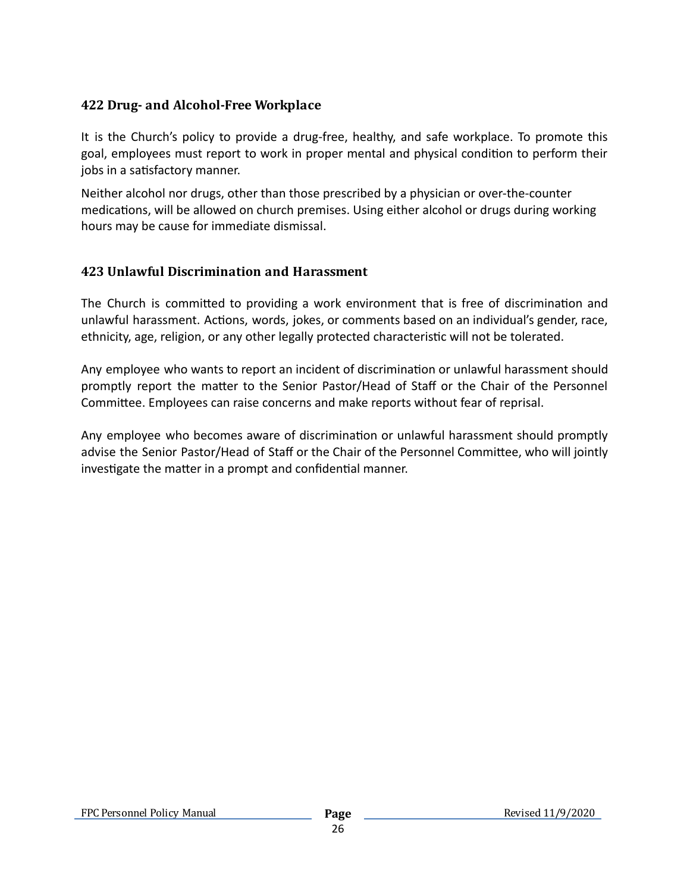### 422 Drug- and Alcohol-Free Workplace

It is the Church's policy to provide a drug-free, healthy, and safe workplace. To promote this goal, employees must report to work in proper mental and physical condition to perform their jobs in a satisfactory manner.

Neither alcohol nor drugs, other than those prescribed by a physician or over-the-counter medications, will be allowed on church premises. Using either alcohol or drugs during working hours may be cause for immediate dismissal.

### 423 Unlawful Discrimination and Harassment

The Church is committed to providing a work environment that is free of discrimination and unlawful harassment. Actions, words, jokes, or comments based on an individual's gender, race, ethnicity, age, religion, or any other legally protected characteristic will not be tolerated.

Any employee who wants to report an incident of discrimination or unlawful harassment should promptly report the matter to the Senior Pastor/Head of Staff or the Chair of the Personnel Committee. Employees can raise concerns and make reports without fear of reprisal.

Any employee who becomes aware of discrimination or unlawful harassment should promptly advise the Senior Pastor/Head of Staff or the Chair of the Personnel Committee, who will jointly investigate the matter in a prompt and confidential manner.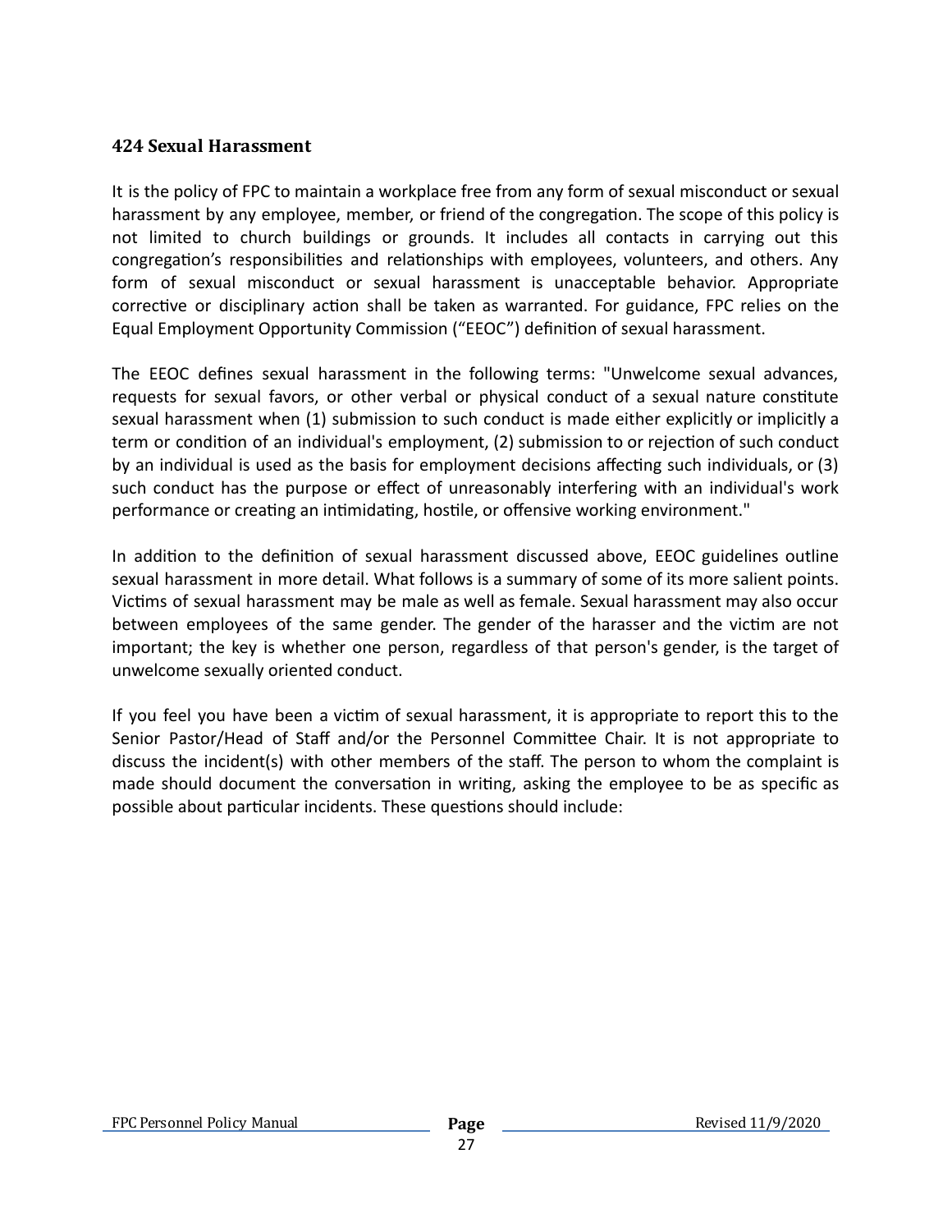## 424 Sexual Harassment

It is the policy of FPC to maintain a workplace free from any form of sexual misconduct or sexual harassment by any employee, member, or friend of the congregation. The scope of this policy is not limited to church buildings or grounds. It includes all contacts in carrying out this congregation's responsibilities and relationships with employees, volunteers, and others. Any form of sexual misconduct or sexual harassment is unacceptable behavior. Appropriate corrective or disciplinary action shall be taken as warranted. For guidance, FPC relies on the Equal Employment Opportunity Commission ("EEOC") definition of sexual harassment.

The EEOC defines sexual harassment in the following terms: "Unwelcome sexual advances, requests for sexual favors, or other verbal or physical conduct of a sexual nature constitute sexual harassment when (1) submission to such conduct is made either explicitly or implicitly a term or condition of an individual's employment, (2) submission to or rejection of such conduct by an individual is used as the basis for employment decisions affecting such individuals, or (3) such conduct has the purpose or effect of unreasonably interfering with an individual's work performance or creating an intimidating, hostile, or offensive working environment."

In addition to the definition of sexual harassment discussed above, EEOC guidelines outline sexual harassment in more detail. What follows is a summary of some of its more salient points. Victims of sexual harassment may be male as well as female. Sexual harassment may also occur between employees of the same gender. The gender of the harasser and the victim are not important; the key is whether one person, regardless of that person's gender, is the target of unwelcome sexually oriented conduct.

If you feel you have been a victim of sexual harassment, it is appropriate to report this to the Senior Pastor/Head of Staff and/or the Personnel Committee Chair. It is not appropriate to discuss the incident(s) with other members of the staff. The person to whom the complaint is made should document the conversation in writing, asking the employee to be as specific as possible about particular incidents. These questions should include: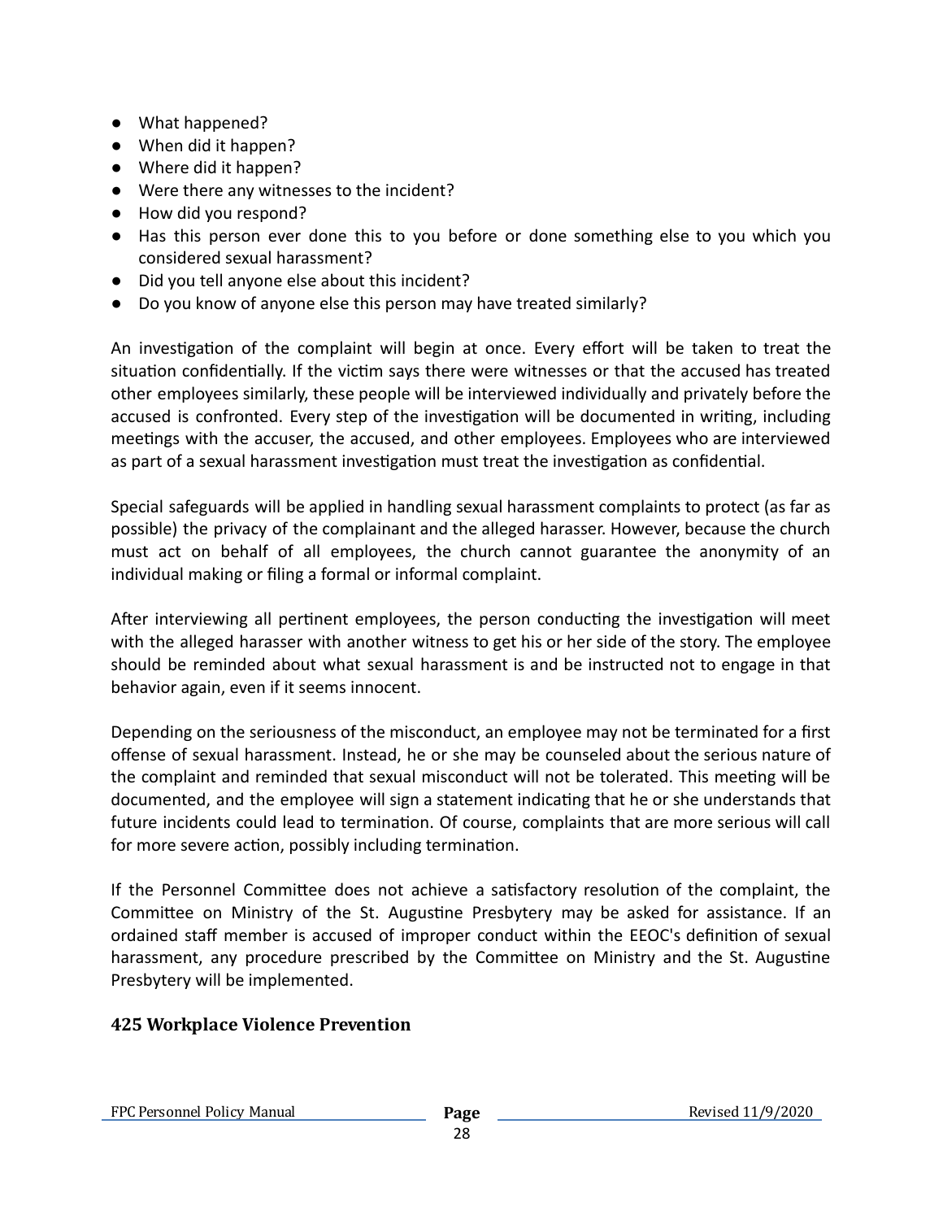- What happened?
- When did it happen?
- Where did it happen?
- Were there any witnesses to the incident?
- How did you respond?
- Has this person ever done this to you before or done something else to you which you considered sexual harassment?
- Did you tell anyone else about this incident?
- Do you know of anyone else this person may have treated similarly?

An investigation of the complaint will begin at once. Every effort will be taken to treat the situation confidentially. If the victim says there were witnesses or that the accused has treated other employees similarly, these people will be interviewed individually and privately before the accused is confronted. Every step of the investigation will be documented in writing, including meetings with the accuser, the accused, and other employees. Employees who are interviewed as part of a sexual harassment investigation must treat the investigation as confidential.

Special safeguards will be applied in handling sexual harassment complaints to protect (as far as possible) the privacy of the complainant and the alleged harasser. However, because the church must act on behalf of all employees, the church cannot guarantee the anonymity of an individual making or filing a formal or informal complaint.

After interviewing all pertinent employees, the person conducting the investigation will meet with the alleged harasser with another witness to get his or her side of the story. The employee should be reminded about what sexual harassment is and be instructed not to engage in that behavior again, even if it seems innocent.

Depending on the seriousness of the misconduct, an employee may not be terminated for a first offense of sexual harassment. Instead, he or she may be counseled about the serious nature of the complaint and reminded that sexual misconduct will not be tolerated. This meeting will be documented, and the employee will sign a statement indicating that he or she understands that future incidents could lead to termination. Of course, complaints that are more serious will call for more severe action, possibly including termination.

If the Personnel Committee does not achieve a satisfactory resolution of the complaint, the Committee on Ministry of the St. Augustine Presbytery may be asked for assistance. If an ordained staff member is accused of improper conduct within the EEOC's definition of sexual harassment, any procedure prescribed by the Committee on Ministry and the St. Augustine Presbytery will be implemented.

### 425 Workplace Violence Prevention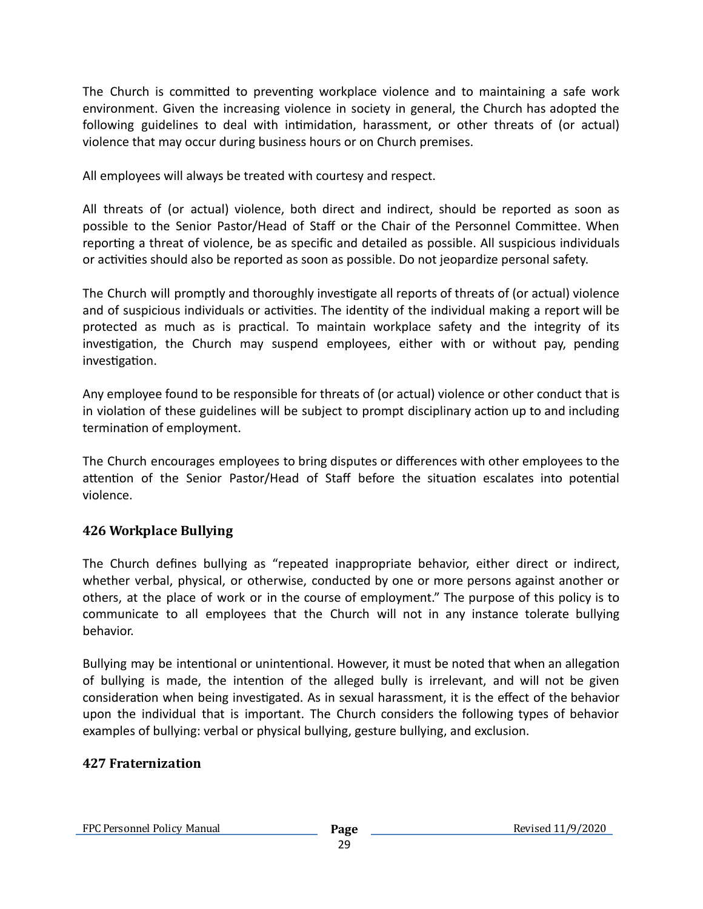The Church is committed to preventing workplace violence and to maintaining a safe work environment. Given the increasing violence in society in general, the Church has adopted the following guidelines to deal with intimidation, harassment, or other threats of (or actual) violence that may occur during business hours or on Church premises.

All employees will always be treated with courtesy and respect.

All threats of (or actual) violence, both direct and indirect, should be reported as soon as possible to the Senior Pastor/Head of Staff or the Chair of the Personnel Committee. When reporting a threat of violence, be as specific and detailed as possible. All suspicious individuals or activities should also be reported as soon as possible. Do not jeopardize personal safety.

The Church will promptly and thoroughly investigate all reports of threats of (or actual) violence and of suspicious individuals or activities. The identity of the individual making a report will be protected as much as is practical. To maintain workplace safety and the integrity of its investigation, the Church may suspend employees, either with or without pay, pending investigation.

Any employee found to be responsible for threats of (or actual) violence or other conduct that is in violation of these guidelines will be subject to prompt disciplinary action up to and including termination of employment.

The Church encourages employees to bring disputes or differences with other employees to the attention of the Senior Pastor/Head of Staff before the situation escalates into potential violence.

### 426 Workplace Bullying

The Church defines bullying as "repeated inappropriate behavior, either direct or indirect, whether verbal, physical, or otherwise, conducted by one or more persons against another or others, at the place of work or in the course of employment." The purpose of this policy is to communicate to all employees that the Church will not in any instance tolerate bullying behavior.

Bullying may be intentional or unintentional. However, it must be noted that when an allegation of bullying is made, the intention of the alleged bully is irrelevant, and will not be given consideration when being investigated. As in sexual harassment, it is the effect of the behavior upon the individual that is important. The Church considers the following types of behavior examples of bullying: verbal or physical bullying, gesture bullying, and exclusion.

### 427 Fraternization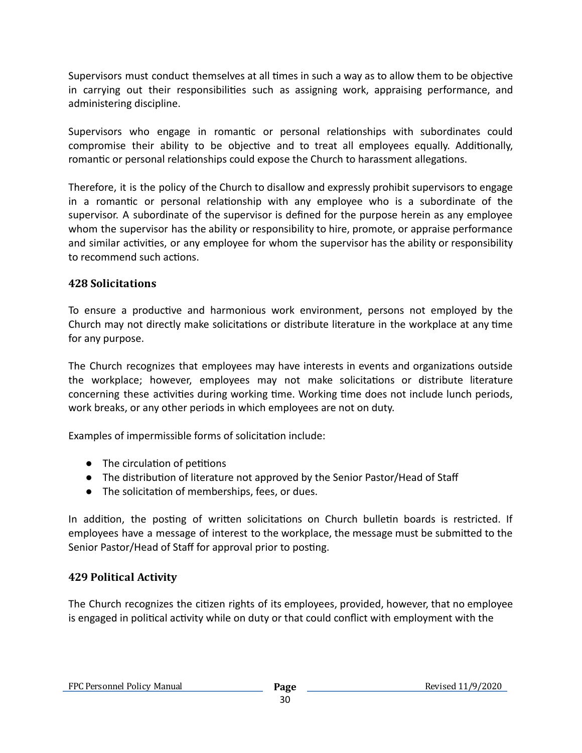Supervisors must conduct themselves at all times in such a way as to allow them to be objective in carrying out their responsibilities such as assigning work, appraising performance, and administering discipline.

Supervisors who engage in romantic or personal relationships with subordinates could compromise their ability to be objective and to treat all employees equally. Additionally, romantic or personal relationships could expose the Church to harassment allegations.

Therefore, it is the policy of the Church to disallow and expressly prohibit supervisors to engage in a romantic or personal relationship with any employee who is a subordinate of the supervisor. A subordinate of the supervisor is defined for the purpose herein as any employee whom the supervisor has the ability or responsibility to hire, promote, or appraise performance and similar activities, or any employee for whom the supervisor has the ability or responsibility to recommend such actions.

### 428 Solicitations

To ensure a productive and harmonious work environment, persons not employed by the Church may not directly make solicitations or distribute literature in the workplace at any time for any purpose.

The Church recognizes that employees may have interests in events and organizations outside the workplace; however, employees may not make solicitations or distribute literature concerning these activities during working time. Working time does not include lunch periods, work breaks, or any other periods in which employees are not on duty.

Examples of impermissible forms of solicitation include:

- The circulation of petitions
- The distribution of literature not approved by the Senior Pastor/Head of Staff
- The solicitation of memberships, fees, or dues.

In addition, the posting of written solicitations on Church bulletin boards is restricted. If employees have a message of interest to the workplace, the message must be submitted to the Senior Pastor/Head of Staff for approval prior to posting.

### 429 Political Activity

The Church recognizes the citizen rights of its employees, provided, however, that no employee is engaged in political activity while on duty or that could conflict with employment with the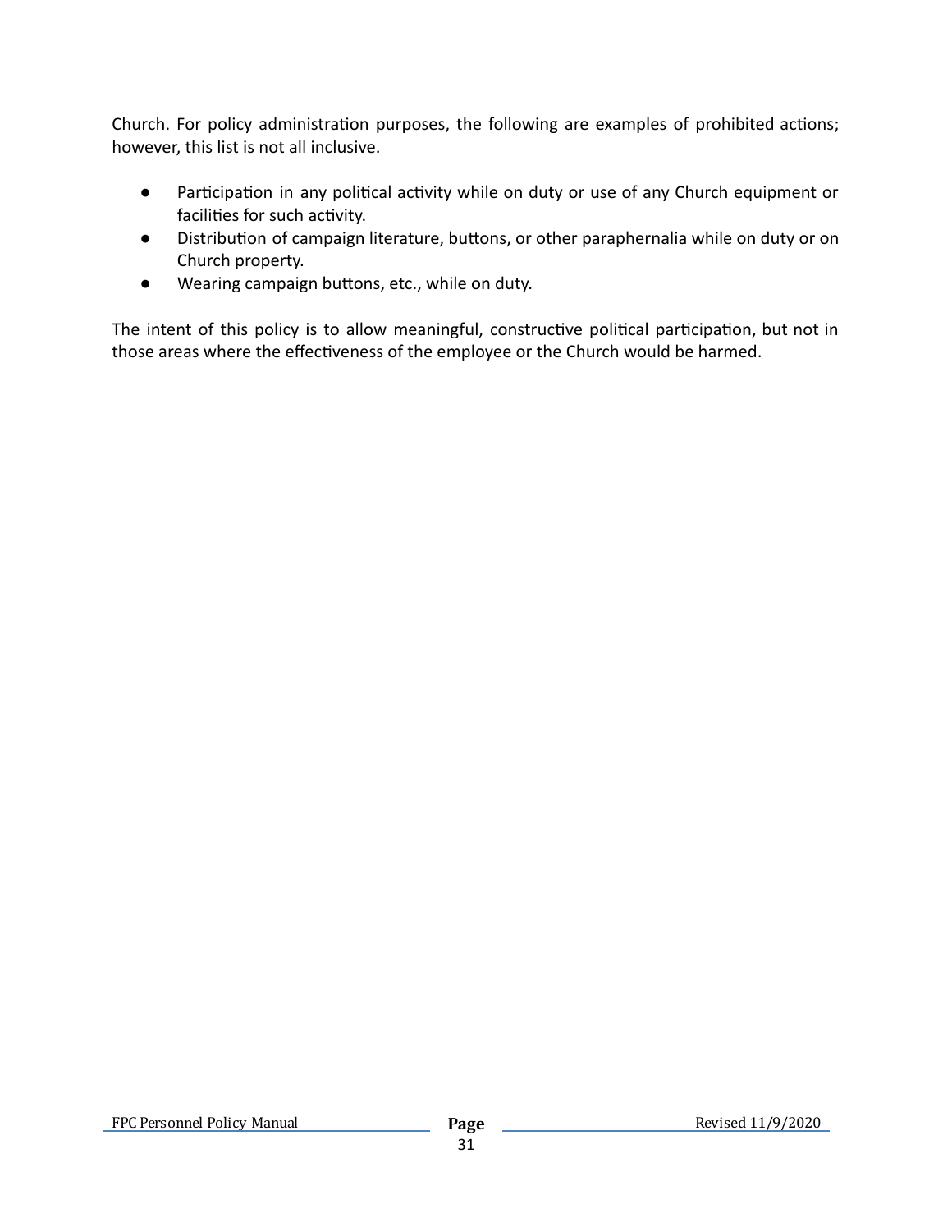Church. For policy administration purposes, the following are examples of prohibited actions; however, this list is not all inclusive.

- Participation in any political activity while on duty or use of any Church equipment or facilities for such activity.
- Distribution of campaign literature, buttons, or other paraphernalia while on duty or on Church property.
- Wearing campaign buttons, etc., while on duty.

The intent of this policy is to allow meaningful, constructive political participation, but not in those areas where the effectiveness of the employee or the Church would be harmed.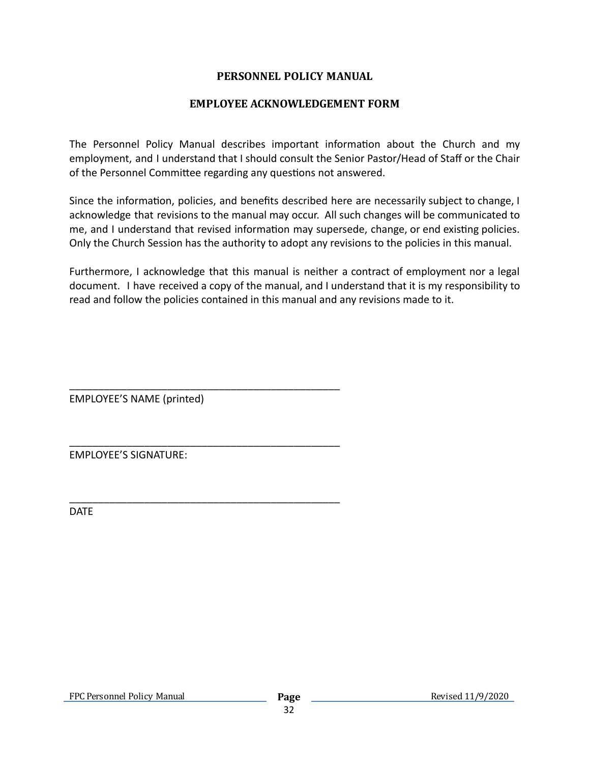# PERSONNEL POLICY MANUAL

## EMPLOYEE ACKNOWLEDGEMENT FORM

The Personnel Policy Manual describes important information about the Church and my employment, and I understand that I should consult the Senior Pastor/Head of Staff or the Chair of the Personnel Committee regarding any questions not answered.

Since the information, policies, and benefits described here are necessarily subject to change, I acknowledge that revisions to the manual may occur. All such changes will be communicated to me, and I understand that revised information may supersede, change, or end existing policies. Only the Church Session has the authority to adopt any revisions to the policies in this manual.

Furthermore, I acknowledge that this manual is neither a contract of employment nor a legal document. I have received a copy of the manual, and I understand that it is my responsibility to read and follow the policies contained in this manual and any revisions made to it.

_________________________________________________

EMPLOYEE'S NAME (printed)

_________________________________________________

EMPLOYEE'S SIGNATURE:

_________________________________________________

DATE